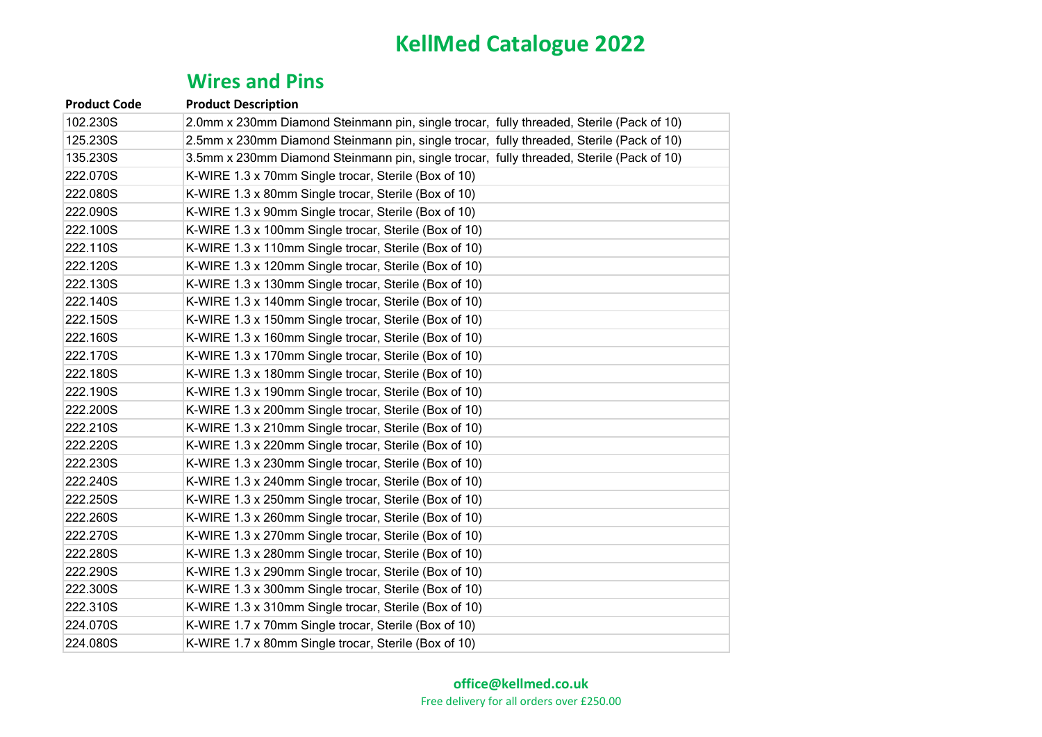# KellMed Catalogue 2022

## Wires and Pins

| Product Code | Product Description |
|---|---|
| 102.230S | 2.0mm x 230mm Diamond Steinmann pin, single trocar, fully threaded, Sterile (Pack of 10) |
| 125.230S | 2.5mm x 230mm Diamond Steinmann pin, single trocar, fully threaded, Sterile (Pack of 10) |
| 135.230S | 3.5mm x 230mm Diamond Steinmann pin, single trocar, fully threaded, Sterile (Pack of 10) |
| 222.070S | K-WIRE 1.3 x 70mm Single trocar, Sterile (Box of 10) |
| 222.080S | K-WIRE 1.3 x 80mm Single trocar, Sterile (Box of 10) |
| 222.090S | K-WIRE 1.3 x 90mm Single trocar, Sterile (Box of 10) |
| 222.100S | K-WIRE 1.3 x 100mm Single trocar, Sterile (Box of 10) |
| 222.110S | K-WIRE 1.3 x 110mm Single trocar, Sterile (Box of 10) |
| 222.120S | K-WIRE 1.3 x 120mm Single trocar, Sterile (Box of 10) |
| 222.130S | K-WIRE 1.3 x 130mm Single trocar, Sterile (Box of 10) |
| 222.140S | K-WIRE 1.3 x 140mm Single trocar, Sterile (Box of 10) |
| 222.150S | K-WIRE 1.3 x 150mm Single trocar, Sterile (Box of 10) |
| 222.160S | K-WIRE 1.3 x 160mm Single trocar, Sterile (Box of 10) |
| 222.170S | K-WIRE 1.3 x 170mm Single trocar, Sterile (Box of 10) |
| 222.180S | K-WIRE 1.3 x 180mm Single trocar, Sterile (Box of 10) |
| 222.190S | K-WIRE 1.3 x 190mm Single trocar, Sterile (Box of 10) |
| 222.200S | K-WIRE 1.3 x 200mm Single trocar, Sterile (Box of 10) |
| 222.210S | K-WIRE 1.3 x 210mm Single trocar, Sterile (Box of 10) |
| 222.220S | K-WIRE 1.3 x 220mm Single trocar, Sterile (Box of 10) |
| 222.230S | K-WIRE 1.3 x 230mm Single trocar, Sterile (Box of 10) |
| 222.240S | K-WIRE 1.3 x 240mm Single trocar, Sterile (Box of 10) |
| 222.250S | K-WIRE 1.3 x 250mm Single trocar, Sterile (Box of 10) |
| 222.260S | K-WIRE 1.3 x 260mm Single trocar, Sterile (Box of 10) |
| 222.270S | K-WIRE 1.3 x 270mm Single trocar, Sterile (Box of 10) |
| 222.280S | K-WIRE 1.3 x 280mm Single trocar, Sterile (Box of 10) |
| 222.290S | K-WIRE 1.3 x 290mm Single trocar, Sterile (Box of 10) |
| 222.300S | K-WIRE 1.3 x 300mm Single trocar, Sterile (Box of 10) |
| 222.310S | K-WIRE 1.3 x 310mm Single trocar, Sterile (Box of 10) |
| 224.070S | K-WIRE 1.7 x 70mm Single trocar, Sterile (Box of 10) |
| 224.080S | K-WIRE 1.7 x 80mm Single trocar, Sterile (Box of 10) |

**office@kellmed.co.uk**

Free delivery for all orders over £250.00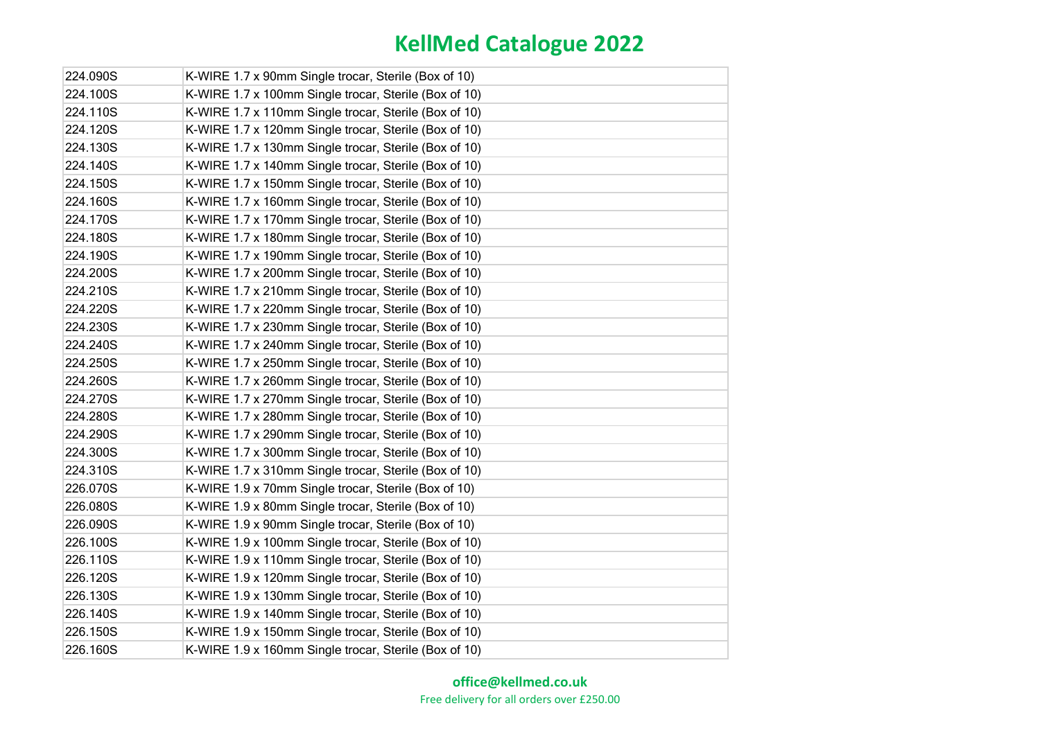| | |
|---|---|
| 224.090S | K-WIRE 1.7 x 90mm Single trocar, Sterile (Box of 10) |
| 224.100S | K-WIRE 1.7 x 100mm Single trocar, Sterile (Box of 10) |
| 224.110S | K-WIRE 1.7 x 110mm Single trocar, Sterile (Box of 10) |
| 224.120S | K-WIRE 1.7 x 120mm Single trocar, Sterile (Box of 10) |
| 224.130S | K-WIRE 1.7 x 130mm Single trocar, Sterile (Box of 10) |
| 224.140S | K-WIRE 1.7 x 140mm Single trocar, Sterile (Box of 10) |
| 224.150S | K-WIRE 1.7 x 150mm Single trocar, Sterile (Box of 10) |
| 224.160S | K-WIRE 1.7 x 160mm Single trocar, Sterile (Box of 10) |
| 224.170S | K-WIRE 1.7 x 170mm Single trocar, Sterile (Box of 10) |
| 224.180S | K-WIRE 1.7 x 180mm Single trocar, Sterile (Box of 10) |
| 224.190S | K-WIRE 1.7 x 190mm Single trocar, Sterile (Box of 10) |
| 224.200S | K-WIRE 1.7 x 200mm Single trocar, Sterile (Box of 10) |
| 224.210S | K-WIRE 1.7 x 210mm Single trocar, Sterile (Box of 10) |
| 224.220S | K-WIRE 1.7 x 220mm Single trocar, Sterile (Box of 10) |
| 224.230S | K-WIRE 1.7 x 230mm Single trocar, Sterile (Box of 10) |
| 224.240S | K-WIRE 1.7 x 240mm Single trocar, Sterile (Box of 10) |
| 224.250S | K-WIRE 1.7 x 250mm Single trocar, Sterile (Box of 10) |
| 224.260S | K-WIRE 1.7 x 260mm Single trocar, Sterile (Box of 10) |
| 224.270S | K-WIRE 1.7 x 270mm Single trocar, Sterile (Box of 10) |
| 224.280S | K-WIRE 1.7 x 280mm Single trocar, Sterile (Box of 10) |
| 224.290S | K-WIRE 1.7 x 290mm Single trocar, Sterile (Box of 10) |
| 224.300S | K-WIRE 1.7 x 300mm Single trocar, Sterile (Box of 10) |
| 224.310S | K-WIRE 1.7 x 310mm Single trocar, Sterile (Box of 10) |
| 226.070S | K-WIRE 1.9 x 70mm Single trocar, Sterile (Box of 10) |
| 226.080S | K-WIRE 1.9 x 80mm Single trocar, Sterile (Box of 10) |
| 226.090S | K-WIRE 1.9 x 90mm Single trocar, Sterile (Box of 10) |
| 226.100S | K-WIRE 1.9 x 100mm Single trocar, Sterile (Box of 10) |
| 226.110S | K-WIRE 1.9 x 110mm Single trocar, Sterile (Box of 10) |
| 226.120S | K-WIRE 1.9 x 120mm Single trocar, Sterile (Box of 10) |
| 226.130S | K-WIRE 1.9 x 130mm Single trocar, Sterile (Box of 10) |
| 226.140S | K-WIRE 1.9 x 140mm Single trocar, Sterile (Box of 10) |
| 226.150S | K-WIRE 1.9 x 150mm Single trocar, Sterile (Box of 10) |
| 226.160S | K-WIRE 1.9 x 160mm Single trocar, Sterile (Box of 10) |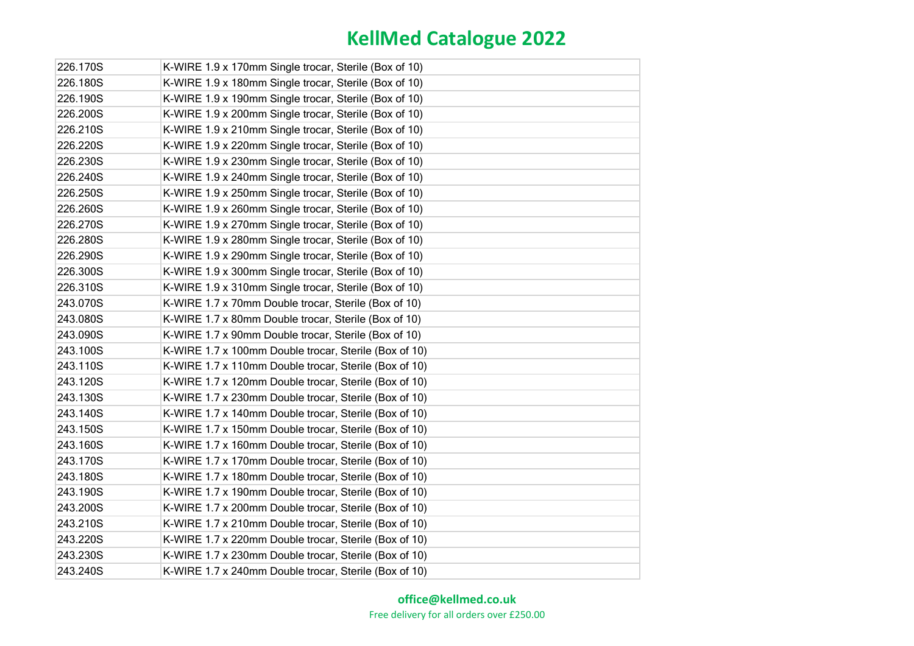# KellMed Catalogue 2022

| | |
|---|---|
| 226.170S | K-WIRE 1.9 x 170mm Single trocar, Sterile (Box of 10) |
| 226.180S | K-WIRE 1.9 x 180mm Single trocar, Sterile (Box of 10) |
| 226.190S | K-WIRE 1.9 x 190mm Single trocar, Sterile (Box of 10) |
| 226.200S | K-WIRE 1.9 x 200mm Single trocar, Sterile (Box of 10) |
| 226.210S | K-WIRE 1.9 x 210mm Single trocar, Sterile (Box of 10) |
| 226.220S | K-WIRE 1.9 x 220mm Single trocar, Sterile (Box of 10) |
| 226.230S | K-WIRE 1.9 x 230mm Single trocar, Sterile (Box of 10) |
| 226.240S | K-WIRE 1.9 x 240mm Single trocar, Sterile (Box of 10) |
| 226.250S | K-WIRE 1.9 x 250mm Single trocar, Sterile (Box of 10) |
| 226.260S | K-WIRE 1.9 x 260mm Single trocar, Sterile (Box of 10) |
| 226.270S | K-WIRE 1.9 x 270mm Single trocar, Sterile (Box of 10) |
| 226.280S | K-WIRE 1.9 x 280mm Single trocar, Sterile (Box of 10) |
| 226.290S | K-WIRE 1.9 x 290mm Single trocar, Sterile (Box of 10) |
| 226.300S | K-WIRE 1.9 x 300mm Single trocar, Sterile (Box of 10) |
| 226.310S | K-WIRE 1.9 x 310mm Single trocar, Sterile (Box of 10) |
| 243.070S | K-WIRE 1.7 x 70mm Double trocar, Sterile (Box of 10) |
| 243.080S | K-WIRE 1.7 x 80mm Double trocar, Sterile (Box of 10) |
| 243.090S | K-WIRE 1.7 x 90mm Double trocar, Sterile (Box of 10) |
| 243.100S | K-WIRE 1.7 x 100mm Double trocar, Sterile (Box of 10) |
| 243.110S | K-WIRE 1.7 x 110mm Double trocar, Sterile (Box of 10) |
| 243.120S | K-WIRE 1.7 x 120mm Double trocar, Sterile (Box of 10) |
| 243.130S | K-WIRE 1.7 x 230mm Double trocar, Sterile (Box of 10) |
| 243.140S | K-WIRE 1.7 x 140mm Double trocar, Sterile (Box of 10) |
| 243.150S | K-WIRE 1.7 x 150mm Double trocar, Sterile (Box of 10) |
| 243.160S | K-WIRE 1.7 x 160mm Double trocar, Sterile (Box of 10) |
| 243.170S | K-WIRE 1.7 x 170mm Double trocar, Sterile (Box of 10) |
| 243.180S | K-WIRE 1.7 x 180mm Double trocar, Sterile (Box of 10) |
| 243.190S | K-WIRE 1.7 x 190mm Double trocar, Sterile (Box of 10) |
| 243.200S | K-WIRE 1.7 x 200mm Double trocar, Sterile (Box of 10) |
| 243.210S | K-WIRE 1.7 x 210mm Double trocar, Sterile (Box of 10) |
| 243.220S | K-WIRE 1.7 x 220mm Double trocar, Sterile (Box of 10) |
| 243.230S | K-WIRE 1.7 x 230mm Double trocar, Sterile (Box of 10) |
| 243.240S | K-WIRE 1.7 x 240mm Double trocar, Sterile (Box of 10) |

**office@kellmed.co.uk**

Free delivery for all orders over £250.00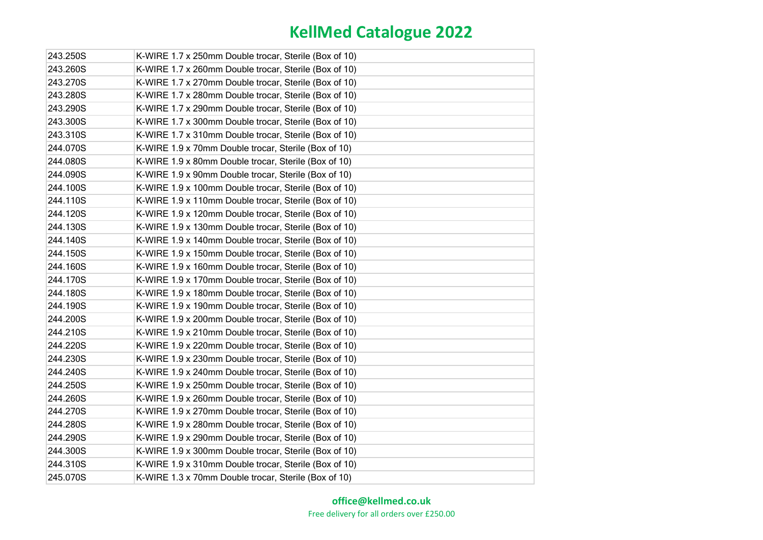# KellMed Catalogue 2022

| | |
|---|---|
| 243.250S | K-WIRE 1.7 x 250mm Double trocar, Sterile (Box of 10) |
| 243.260S | K-WIRE 1.7 x 260mm Double trocar, Sterile (Box of 10) |
| 243.270S | K-WIRE 1.7 x 270mm Double trocar, Sterile (Box of 10) |
| 243.280S | K-WIRE 1.7 x 280mm Double trocar, Sterile (Box of 10) |
| 243.290S | K-WIRE 1.7 x 290mm Double trocar, Sterile (Box of 10) |
| 243.300S | K-WIRE 1.7 x 300mm Double trocar, Sterile (Box of 10) |
| 243.310S | K-WIRE 1.7 x 310mm Double trocar, Sterile (Box of 10) |
| 244.070S | K-WIRE 1.9 x 70mm Double trocar, Sterile (Box of 10) |
| 244.080S | K-WIRE 1.9 x 80mm Double trocar, Sterile (Box of 10) |
| 244.090S | K-WIRE 1.9 x 90mm Double trocar, Sterile (Box of 10) |
| 244.100S | K-WIRE 1.9 x 100mm Double trocar, Sterile (Box of 10) |
| 244.110S | K-WIRE 1.9 x 110mm Double trocar, Sterile (Box of 10) |
| 244.120S | K-WIRE 1.9 x 120mm Double trocar, Sterile (Box of 10) |
| 244.130S | K-WIRE 1.9 x 130mm Double trocar, Sterile (Box of 10) |
| 244.140S | K-WIRE 1.9 x 140mm Double trocar, Sterile (Box of 10) |
| 244.150S | K-WIRE 1.9 x 150mm Double trocar, Sterile (Box of 10) |
| 244.160S | K-WIRE 1.9 x 160mm Double trocar, Sterile (Box of 10) |
| 244.170S | K-WIRE 1.9 x 170mm Double trocar, Sterile (Box of 10) |
| 244.180S | K-WIRE 1.9 x 180mm Double trocar, Sterile (Box of 10) |
| 244.190S | K-WIRE 1.9 x 190mm Double trocar, Sterile (Box of 10) |
| 244.200S | K-WIRE 1.9 x 200mm Double trocar, Sterile (Box of 10) |
| 244.210S | K-WIRE 1.9 x 210mm Double trocar, Sterile (Box of 10) |
| 244.220S | K-WIRE 1.9 x 220mm Double trocar, Sterile (Box of 10) |
| 244.230S | K-WIRE 1.9 x 230mm Double trocar, Sterile (Box of 10) |
| 244.240S | K-WIRE 1.9 x 240mm Double trocar, Sterile (Box of 10) |
| 244.250S | K-WIRE 1.9 x 250mm Double trocar, Sterile (Box of 10) |
| 244.260S | K-WIRE 1.9 x 260mm Double trocar, Sterile (Box of 10) |
| 244.270S | K-WIRE 1.9 x 270mm Double trocar, Sterile (Box of 10) |
| 244.280S | K-WIRE 1.9 x 280mm Double trocar, Sterile (Box of 10) |
| 244.290S | K-WIRE 1.9 x 290mm Double trocar, Sterile (Box of 10) |
| 244.300S | K-WIRE 1.9 x 300mm Double trocar, Sterile (Box of 10) |
| 244.310S | K-WIRE 1.9 x 310mm Double trocar, Sterile (Box of 10) |
| 245.070S | K-WIRE 1.3 x 70mm Double trocar, Sterile (Box of 10) |

**office@kellmed.co.uk**

Free delivery for all orders over £250.00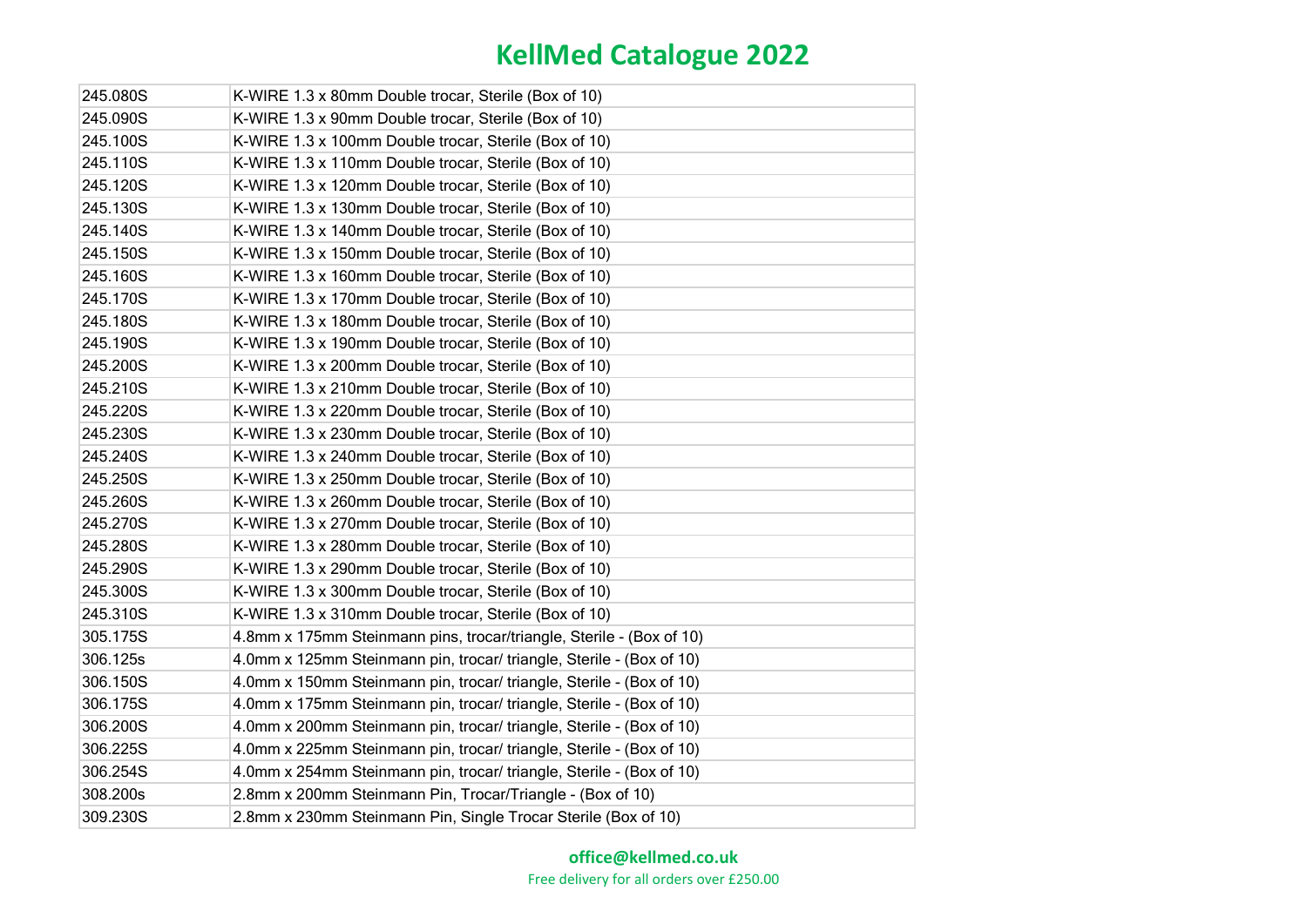| | |
|---|---|
| 245.080S | K-WIRE 1.3 x 80mm Double trocar, Sterile (Box of 10) |
| 245.090S | K-WIRE 1.3 x 90mm Double trocar, Sterile (Box of 10) |
| 245.100S | K-WIRE 1.3 x 100mm Double trocar, Sterile (Box of 10) |
| 245.110S | K-WIRE 1.3 x 110mm Double trocar, Sterile (Box of 10) |
| 245.120S | K-WIRE 1.3 x 120mm Double trocar, Sterile (Box of 10) |
| 245.130S | K-WIRE 1.3 x 130mm Double trocar, Sterile (Box of 10) |
| 245.140S | K-WIRE 1.3 x 140mm Double trocar, Sterile (Box of 10) |
| 245.150S | K-WIRE 1.3 x 150mm Double trocar, Sterile (Box of 10) |
| 245.160S | K-WIRE 1.3 x 160mm Double trocar, Sterile (Box of 10) |
| 245.170S | K-WIRE 1.3 x 170mm Double trocar, Sterile (Box of 10) |
| 245.180S | K-WIRE 1.3 x 180mm Double trocar, Sterile (Box of 10) |
| 245.190S | K-WIRE 1.3 x 190mm Double trocar, Sterile (Box of 10) |
| 245.200S | K-WIRE 1.3 x 200mm Double trocar, Sterile (Box of 10) |
| 245.210S | K-WIRE 1.3 x 210mm Double trocar, Sterile (Box of 10) |
| 245.220S | K-WIRE 1.3 x 220mm Double trocar, Sterile (Box of 10) |
| 245.230S | K-WIRE 1.3 x 230mm Double trocar, Sterile (Box of 10) |
| 245.240S | K-WIRE 1.3 x 240mm Double trocar, Sterile (Box of 10) |
| 245.250S | K-WIRE 1.3 x 250mm Double trocar, Sterile (Box of 10) |
| 245.260S | K-WIRE 1.3 x 260mm Double trocar, Sterile (Box of 10) |
| 245.270S | K-WIRE 1.3 x 270mm Double trocar, Sterile (Box of 10) |
| 245.280S | K-WIRE 1.3 x 280mm Double trocar, Sterile (Box of 10) |
| 245.290S | K-WIRE 1.3 x 290mm Double trocar, Sterile (Box of 10) |
| 245.300S | K-WIRE 1.3 x 300mm Double trocar, Sterile (Box of 10) |
| 245.310S | K-WIRE 1.3 x 310mm Double trocar, Sterile (Box of 10) |
| 305.175S | 4.8mm x 175mm Steinmann pins, trocar/triangle, Sterile - (Box of 10) |
| 306.125s | 4.0mm x 125mm Steinmann pin, trocar/ triangle, Sterile - (Box of 10) |
| 306.150S | 4.0mm x 150mm Steinmann pin, trocar/ triangle, Sterile - (Box of 10) |
| 306.175S | 4.0mm x 175mm Steinmann pin, trocar/ triangle, Sterile - (Box of 10) |
| 306.200S | 4.0mm x 200mm Steinmann pin, trocar/ triangle, Sterile - (Box of 10) |
| 306.225S | 4.0mm x 225mm Steinmann pin, trocar/ triangle, Sterile - (Box of 10) |
| 306.254S | 4.0mm x 254mm Steinmann pin, trocar/ triangle, Sterile - (Box of 10) |
| 308.200s | 2.8mm x 200mm Steinmann Pin, Trocar/Triangle - (Box of 10) |
| 309.230S | 2.8mm x 230mm Steinmann Pin, Single Trocar Sterile (Box of 10) |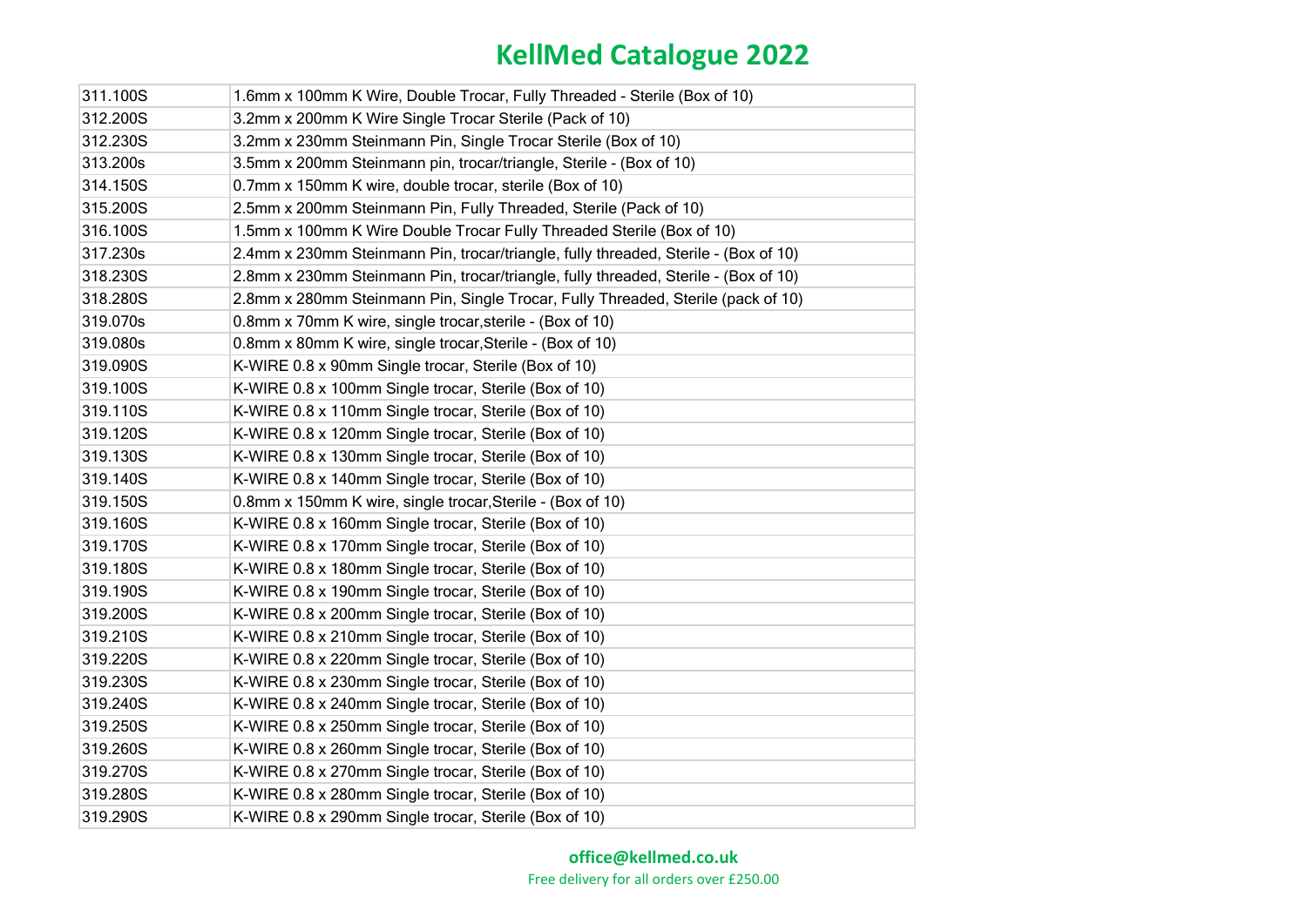# KellMed Catalogue 2022

| | |
|---|---|
| 311.100S | 1.6mm x 100mm K Wire, Double Trocar, Fully Threaded - Sterile (Box of 10) |
| 312.200S | 3.2mm x 200mm K Wire Single Trocar Sterile (Pack of 10) |
| 312.230S | 3.2mm x 230mm Steinmann Pin, Single Trocar Sterile (Box of 10) |
| 313.200s | 3.5mm x 200mm Steinmann pin, trocar/triangle, Sterile - (Box of 10) |
| 314.150S | 0.7mm x 150mm K wire, double trocar, sterile (Box of 10) |
| 315.200S | 2.5mm x 200mm Steinmann Pin, Fully Threaded, Sterile (Pack of 10) |
| 316.100S | 1.5mm x 100mm K Wire Double Trocar Fully Threaded Sterile (Box of 10) |
| 317.230s | 2.4mm x 230mm Steinmann Pin, trocar/triangle, fully threaded, Sterile - (Box of 10) |
| 318.230S | 2.8mm x 230mm Steinmann Pin, trocar/triangle, fully threaded, Sterile - (Box of 10) |
| 318.280S | 2.8mm x 280mm Steinmann Pin, Single Trocar, Fully Threaded, Sterile (pack of 10) |
| 319.070s | 0.8mm x 70mm K wire, single trocar,sterile - (Box of 10) |
| 319.080s | 0.8mm x 80mm K wire, single trocar,Sterile - (Box of 10) |
| 319.090S | K-WIRE 0.8 x 90mm Single trocar, Sterile (Box of 10) |
| 319.100S | K-WIRE 0.8 x 100mm Single trocar, Sterile (Box of 10) |
| 319.110S | K-WIRE 0.8 x 110mm Single trocar, Sterile (Box of 10) |
| 319.120S | K-WIRE 0.8 x 120mm Single trocar, Sterile (Box of 10) |
| 319.130S | K-WIRE 0.8 x 130mm Single trocar, Sterile (Box of 10) |
| 319.140S | K-WIRE 0.8 x 140mm Single trocar, Sterile (Box of 10) |
| 319.150S | 0.8mm x 150mm K wire, single trocar,Sterile - (Box of 10) |
| 319.160S | K-WIRE 0.8 x 160mm Single trocar, Sterile (Box of 10) |
| 319.170S | K-WIRE 0.8 x 170mm Single trocar, Sterile (Box of 10) |
| 319.180S | K-WIRE 0.8 x 180mm Single trocar, Sterile (Box of 10) |
| 319.190S | K-WIRE 0.8 x 190mm Single trocar, Sterile (Box of 10) |
| 319.200S | K-WIRE 0.8 x 200mm Single trocar, Sterile (Box of 10) |
| 319.210S | K-WIRE 0.8 x 210mm Single trocar, Sterile (Box of 10) |
| 319.220S | K-WIRE 0.8 x 220mm Single trocar, Sterile (Box of 10) |
| 319.230S | K-WIRE 0.8 x 230mm Single trocar, Sterile (Box of 10) |
| 319.240S | K-WIRE 0.8 x 240mm Single trocar, Sterile (Box of 10) |
| 319.250S | K-WIRE 0.8 x 250mm Single trocar, Sterile (Box of 10) |
| 319.260S | K-WIRE 0.8 x 260mm Single trocar, Sterile (Box of 10) |
| 319.270S | K-WIRE 0.8 x 270mm Single trocar, Sterile (Box of 10) |
| 319.280S | K-WIRE 0.8 x 280mm Single trocar, Sterile (Box of 10) |
| 319.290S | K-WIRE 0.8 x 290mm Single trocar, Sterile (Box of 10) |

**office@kellmed.co.uk**

Free delivery for all orders over £250.00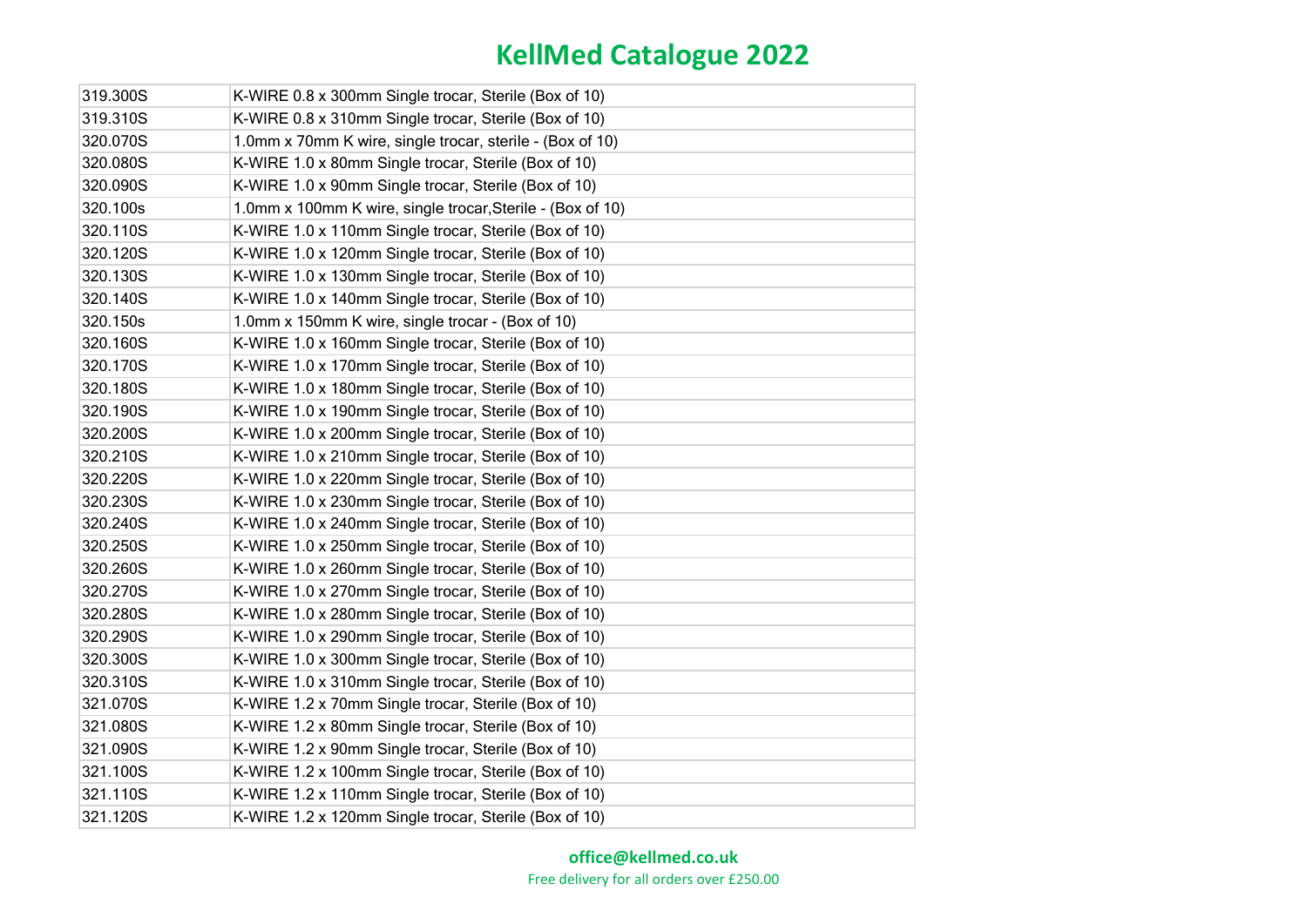# KellMed Catalogue 2022

| | |
|---|---|
| 319.300S | K-WIRE 0.8 x 300mm Single trocar, Sterile (Box of 10) |
| 319.310S | K-WIRE 0.8 x 310mm Single trocar, Sterile (Box of 10) |
| 320.070S | 1.0mm x 70mm K wire, single trocar, sterile - (Box of 10) |
| 320.080S | K-WIRE 1.0 x 80mm Single trocar, Sterile (Box of 10) |
| 320.090S | K-WIRE 1.0 x 90mm Single trocar, Sterile (Box of 10) |
| 320.100s | 1.0mm x 100mm K wire, single trocar,Sterile - (Box of 10) |
| 320.110S | K-WIRE 1.0 x 110mm Single trocar, Sterile (Box of 10) |
| 320.120S | K-WIRE 1.0 x 120mm Single trocar, Sterile (Box of 10) |
| 320.130S | K-WIRE 1.0 x 130mm Single trocar, Sterile (Box of 10) |
| 320.140S | K-WIRE 1.0 x 140mm Single trocar, Sterile (Box of 10) |
| 320.150s | 1.0mm x 150mm K wire, single trocar - (Box of 10) |
| 320.160S | K-WIRE 1.0 x 160mm Single trocar, Sterile (Box of 10) |
| 320.170S | K-WIRE 1.0 x 170mm Single trocar, Sterile (Box of 10) |
| 320.180S | K-WIRE 1.0 x 180mm Single trocar, Sterile (Box of 10) |
| 320.190S | K-WIRE 1.0 x 190mm Single trocar, Sterile (Box of 10) |
| 320.200S | K-WIRE 1.0 x 200mm Single trocar, Sterile (Box of 10) |
| 320.210S | K-WIRE 1.0 x 210mm Single trocar, Sterile (Box of 10) |
| 320.220S | K-WIRE 1.0 x 220mm Single trocar, Sterile (Box of 10) |
| 320.230S | K-WIRE 1.0 x 230mm Single trocar, Sterile (Box of 10) |
| 320.240S | K-WIRE 1.0 x 240mm Single trocar, Sterile (Box of 10) |
| 320.250S | K-WIRE 1.0 x 250mm Single trocar, Sterile (Box of 10) |
| 320.260S | K-WIRE 1.0 x 260mm Single trocar, Sterile (Box of 10) |
| 320.270S | K-WIRE 1.0 x 270mm Single trocar, Sterile (Box of 10) |
| 320.280S | K-WIRE 1.0 x 280mm Single trocar, Sterile (Box of 10) |
| 320.290S | K-WIRE 1.0 x 290mm Single trocar, Sterile (Box of 10) |
| 320.300S | K-WIRE 1.0 x 300mm Single trocar, Sterile (Box of 10) |
| 320.310S | K-WIRE 1.0 x 310mm Single trocar, Sterile (Box of 10) |
| 321.070S | K-WIRE 1.2 x 70mm Single trocar, Sterile (Box of 10) |
| 321.080S | K-WIRE 1.2 x 80mm Single trocar, Sterile (Box of 10) |
| 321.090S | K-WIRE 1.2 x 90mm Single trocar, Sterile (Box of 10) |
| 321.100S | K-WIRE 1.2 x 100mm Single trocar, Sterile (Box of 10) |
| 321.110S | K-WIRE 1.2 x 110mm Single trocar, Sterile (Box of 10) |
| 321.120S | K-WIRE 1.2 x 120mm Single trocar, Sterile (Box of 10) |

**office@kellmed.co.uk**

Free delivery for all orders over £250.00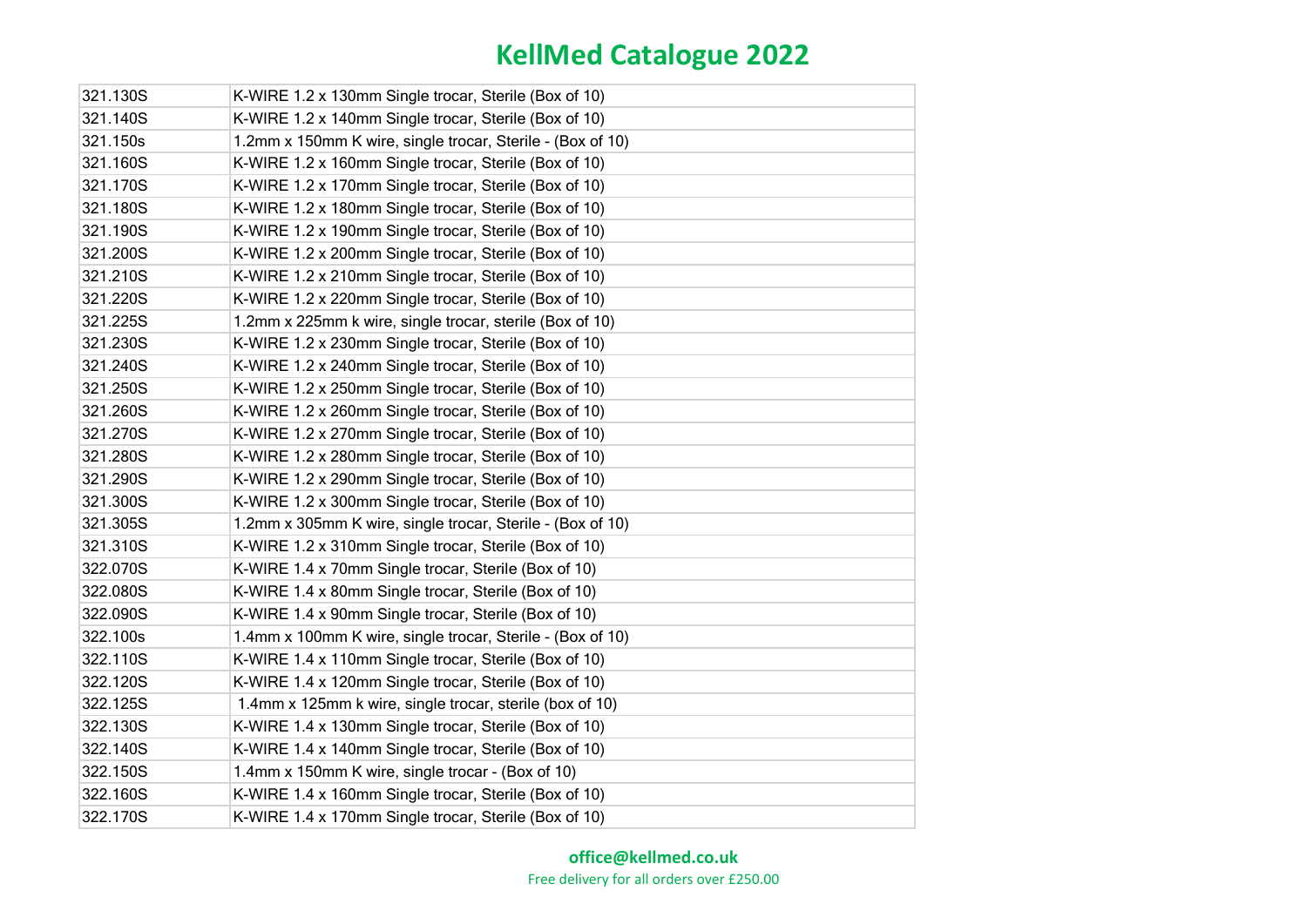| | |
|---|---|
| 321.130S | K-WIRE 1.2 x 130mm Single trocar, Sterile (Box of 10) |
| 321.140S | K-WIRE 1.2 x 140mm Single trocar, Sterile (Box of 10) |
| 321.150s | 1.2mm x 150mm K wire, single trocar, Sterile - (Box of 10) |
| 321.160S | K-WIRE 1.2 x 160mm Single trocar, Sterile (Box of 10) |
| 321.170S | K-WIRE 1.2 x 170mm Single trocar, Sterile (Box of 10) |
| 321.180S | K-WIRE 1.2 x 180mm Single trocar, Sterile (Box of 10) |
| 321.190S | K-WIRE 1.2 x 190mm Single trocar, Sterile (Box of 10) |
| 321.200S | K-WIRE 1.2 x 200mm Single trocar, Sterile (Box of 10) |
| 321.210S | K-WIRE 1.2 x 210mm Single trocar, Sterile (Box of 10) |
| 321.220S | K-WIRE 1.2 x 220mm Single trocar, Sterile (Box of 10) |
| 321.225S | 1.2mm x 225mm k wire, single trocar, sterile (Box of 10) |
| 321.230S | K-WIRE 1.2 x 230mm Single trocar, Sterile (Box of 10) |
| 321.240S | K-WIRE 1.2 x 240mm Single trocar, Sterile (Box of 10) |
| 321.250S | K-WIRE 1.2 x 250mm Single trocar, Sterile (Box of 10) |
| 321.260S | K-WIRE 1.2 x 260mm Single trocar, Sterile (Box of 10) |
| 321.270S | K-WIRE 1.2 x 270mm Single trocar, Sterile (Box of 10) |
| 321.280S | K-WIRE 1.2 x 280mm Single trocar, Sterile (Box of 10) |
| 321.290S | K-WIRE 1.2 x 290mm Single trocar, Sterile (Box of 10) |
| 321.300S | K-WIRE 1.2 x 300mm Single trocar, Sterile (Box of 10) |
| 321.305S | 1.2mm x 305mm K wire, single trocar, Sterile - (Box of 10) |
| 321.310S | K-WIRE 1.2 x 310mm Single trocar, Sterile (Box of 10) |
| 322.070S | K-WIRE 1.4 x 70mm Single trocar, Sterile (Box of 10) |
| 322.080S | K-WIRE 1.4 x 80mm Single trocar, Sterile (Box of 10) |
| 322.090S | K-WIRE 1.4 x 90mm Single trocar, Sterile (Box of 10) |
| 322.100s | 1.4mm x 100mm K wire, single trocar, Sterile - (Box of 10) |
| 322.110S | K-WIRE 1.4 x 110mm Single trocar, Sterile (Box of 10) |
| 322.120S | K-WIRE 1.4 x 120mm Single trocar, Sterile (Box of 10) |
| 322.125S | 1.4mm x 125mm k wire, single trocar, sterile (box of 10) |
| 322.130S | K-WIRE 1.4 x 130mm Single trocar, Sterile (Box of 10) |
| 322.140S | K-WIRE 1.4 x 140mm Single trocar, Sterile (Box of 10) |
| 322.150S | 1.4mm x 150mm K wire, single trocar - (Box of 10) |
| 322.160S | K-WIRE 1.4 x 160mm Single trocar, Sterile (Box of 10) |
| 322.170S | K-WIRE 1.4 x 170mm Single trocar, Sterile (Box of 10) |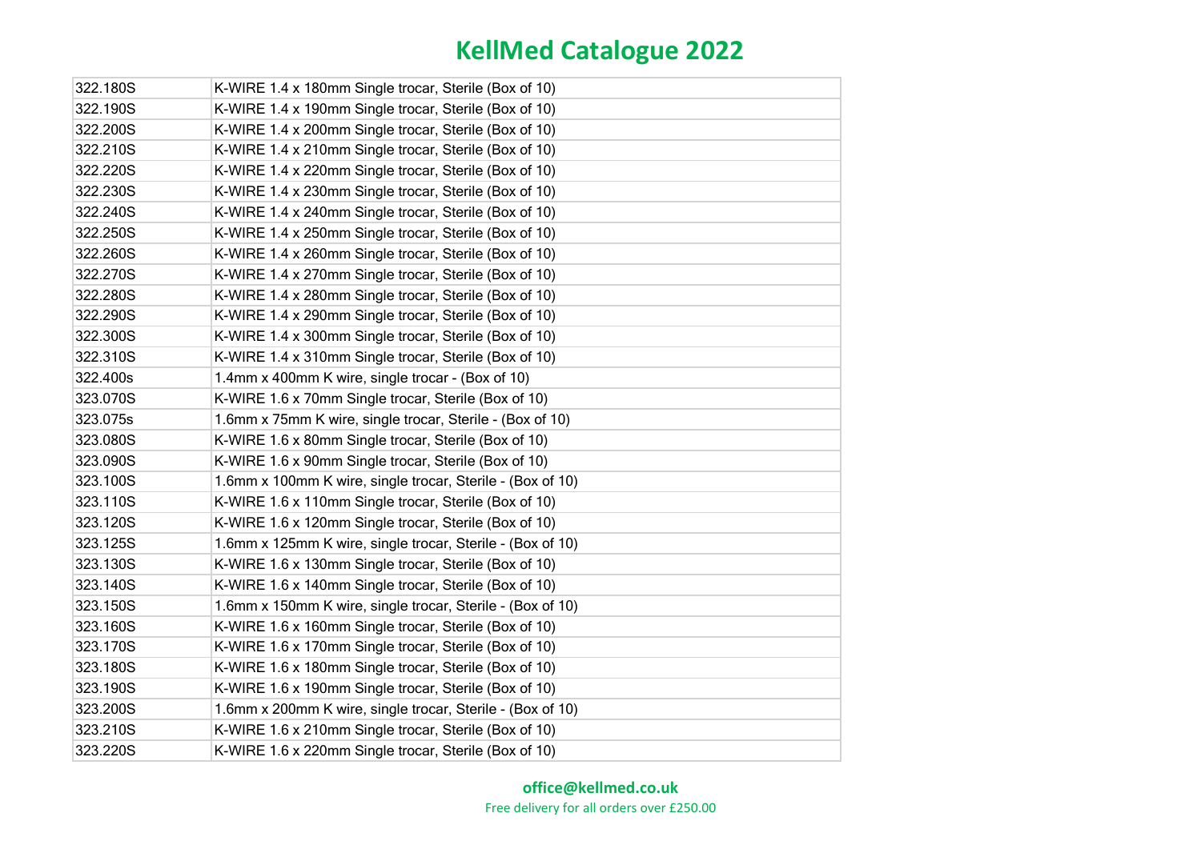| | |
|---|---|
| 322.180S | K-WIRE 1.4 x 180mm Single trocar, Sterile (Box of 10) |
| 322.190S | K-WIRE 1.4 x 190mm Single trocar, Sterile (Box of 10) |
| 322.200S | K-WIRE 1.4 x 200mm Single trocar, Sterile (Box of 10) |
| 322.210S | K-WIRE 1.4 x 210mm Single trocar, Sterile (Box of 10) |
| 322.220S | K-WIRE 1.4 x 220mm Single trocar, Sterile (Box of 10) |
| 322.230S | K-WIRE 1.4 x 230mm Single trocar, Sterile (Box of 10) |
| 322.240S | K-WIRE 1.4 x 240mm Single trocar, Sterile (Box of 10) |
| 322.250S | K-WIRE 1.4 x 250mm Single trocar, Sterile (Box of 10) |
| 322.260S | K-WIRE 1.4 x 260mm Single trocar, Sterile (Box of 10) |
| 322.270S | K-WIRE 1.4 x 270mm Single trocar, Sterile (Box of 10) |
| 322.280S | K-WIRE 1.4 x 280mm Single trocar, Sterile (Box of 10) |
| 322.290S | K-WIRE 1.4 x 290mm Single trocar, Sterile (Box of 10) |
| 322.300S | K-WIRE 1.4 x 300mm Single trocar, Sterile (Box of 10) |
| 322.310S | K-WIRE 1.4 x 310mm Single trocar, Sterile (Box of 10) |
| 322.400s | 1.4mm x 400mm K wire, single trocar - (Box of 10) |
| 323.070S | K-WIRE 1.6 x 70mm Single trocar, Sterile (Box of 10) |
| 323.075s | 1.6mm x 75mm K wire, single trocar, Sterile - (Box of 10) |
| 323.080S | K-WIRE 1.6 x 80mm Single trocar, Sterile (Box of 10) |
| 323.090S | K-WIRE 1.6 x 90mm Single trocar, Sterile (Box of 10) |
| 323.100S | 1.6mm x 100mm K wire, single trocar, Sterile - (Box of 10) |
| 323.110S | K-WIRE 1.6 x 110mm Single trocar, Sterile (Box of 10) |
| 323.120S | K-WIRE 1.6 x 120mm Single trocar, Sterile (Box of 10) |
| 323.125S | 1.6mm x 125mm K wire, single trocar, Sterile - (Box of 10) |
| 323.130S | K-WIRE 1.6 x 130mm Single trocar, Sterile (Box of 10) |
| 323.140S | K-WIRE 1.6 x 140mm Single trocar, Sterile (Box of 10) |
| 323.150S | 1.6mm x 150mm K wire, single trocar, Sterile - (Box of 10) |
| 323.160S | K-WIRE 1.6 x 160mm Single trocar, Sterile (Box of 10) |
| 323.170S | K-WIRE 1.6 x 170mm Single trocar, Sterile (Box of 10) |
| 323.180S | K-WIRE 1.6 x 180mm Single trocar, Sterile (Box of 10) |
| 323.190S | K-WIRE 1.6 x 190mm Single trocar, Sterile (Box of 10) |
| 323.200S | 1.6mm x 200mm K wire, single trocar, Sterile - (Box of 10) |
| 323.210S | K-WIRE 1.6 x 210mm Single trocar, Sterile (Box of 10) |
| 323.220S | K-WIRE 1.6 x 220mm Single trocar, Sterile (Box of 10) |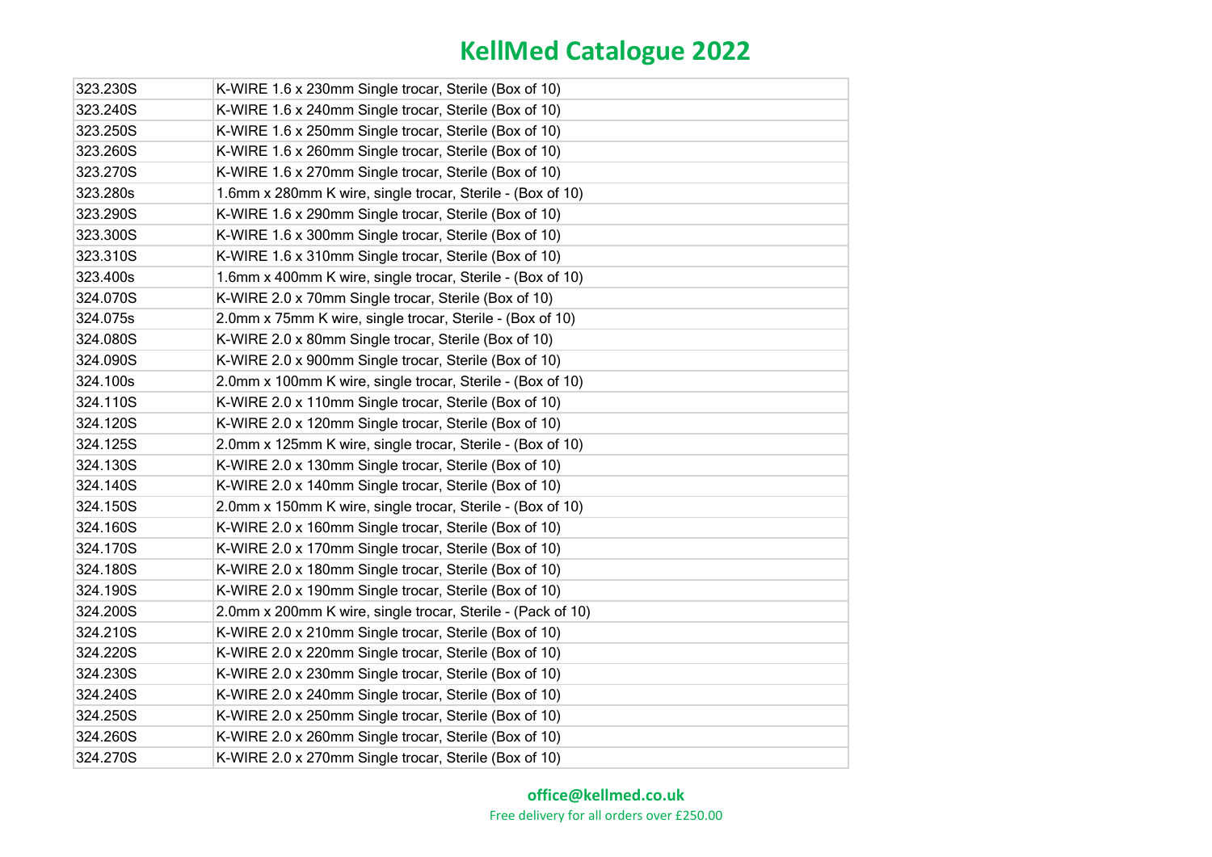# KellMed Catalogue 2022

| | |
|---|---|
| 323.230S | K-WIRE 1.6 x 230mm Single trocar, Sterile (Box of 10) |
| 323.240S | K-WIRE 1.6 x 240mm Single trocar, Sterile (Box of 10) |
| 323.250S | K-WIRE 1.6 x 250mm Single trocar, Sterile (Box of 10) |
| 323.260S | K-WIRE 1.6 x 260mm Single trocar, Sterile (Box of 10) |
| 323.270S | K-WIRE 1.6 x 270mm Single trocar, Sterile (Box of 10) |
| 323.280s | 1.6mm x 280mm K wire, single trocar, Sterile - (Box of 10) |
| 323.290S | K-WIRE 1.6 x 290mm Single trocar, Sterile (Box of 10) |
| 323.300S | K-WIRE 1.6 x 300mm Single trocar, Sterile (Box of 10) |
| 323.310S | K-WIRE 1.6 x 310mm Single trocar, Sterile (Box of 10) |
| 323.400s | 1.6mm x 400mm K wire, single trocar, Sterile - (Box of 10) |
| 324.070S | K-WIRE 2.0 x 70mm Single trocar, Sterile (Box of 10) |
| 324.075s | 2.0mm x 75mm K wire, single trocar, Sterile - (Box of 10) |
| 324.080S | K-WIRE 2.0 x 80mm Single trocar, Sterile (Box of 10) |
| 324.090S | K-WIRE 2.0 x 900mm Single trocar, Sterile (Box of 10) |
| 324.100s | 2.0mm x 100mm K wire, single trocar, Sterile - (Box of 10) |
| 324.110S | K-WIRE 2.0 x 110mm Single trocar, Sterile (Box of 10) |
| 324.120S | K-WIRE 2.0 x 120mm Single trocar, Sterile (Box of 10) |
| 324.125S | 2.0mm x 125mm K wire, single trocar, Sterile - (Box of 10) |
| 324.130S | K-WIRE 2.0 x 130mm Single trocar, Sterile (Box of 10) |
| 324.140S | K-WIRE 2.0 x 140mm Single trocar, Sterile (Box of 10) |
| 324.150S | 2.0mm x 150mm K wire, single trocar, Sterile - (Box of 10) |
| 324.160S | K-WIRE 2.0 x 160mm Single trocar, Sterile (Box of 10) |
| 324.170S | K-WIRE 2.0 x 170mm Single trocar, Sterile (Box of 10) |
| 324.180S | K-WIRE 2.0 x 180mm Single trocar, Sterile (Box of 10) |
| 324.190S | K-WIRE 2.0 x 190mm Single trocar, Sterile (Box of 10) |
| 324.200S | 2.0mm x 200mm K wire, single trocar, Sterile - (Pack of 10) |
| 324.210S | K-WIRE 2.0 x 210mm Single trocar, Sterile (Box of 10) |
| 324.220S | K-WIRE 2.0 x 220mm Single trocar, Sterile (Box of 10) |
| 324.230S | K-WIRE 2.0 x 230mm Single trocar, Sterile (Box of 10) |
| 324.240S | K-WIRE 2.0 x 240mm Single trocar, Sterile (Box of 10) |
| 324.250S | K-WIRE 2.0 x 250mm Single trocar, Sterile (Box of 10) |
| 324.260S | K-WIRE 2.0 x 260mm Single trocar, Sterile (Box of 10) |
| 324.270S | K-WIRE 2.0 x 270mm Single trocar, Sterile (Box of 10) |

**office@kellmed.co.uk**

Free delivery for all orders over £250.00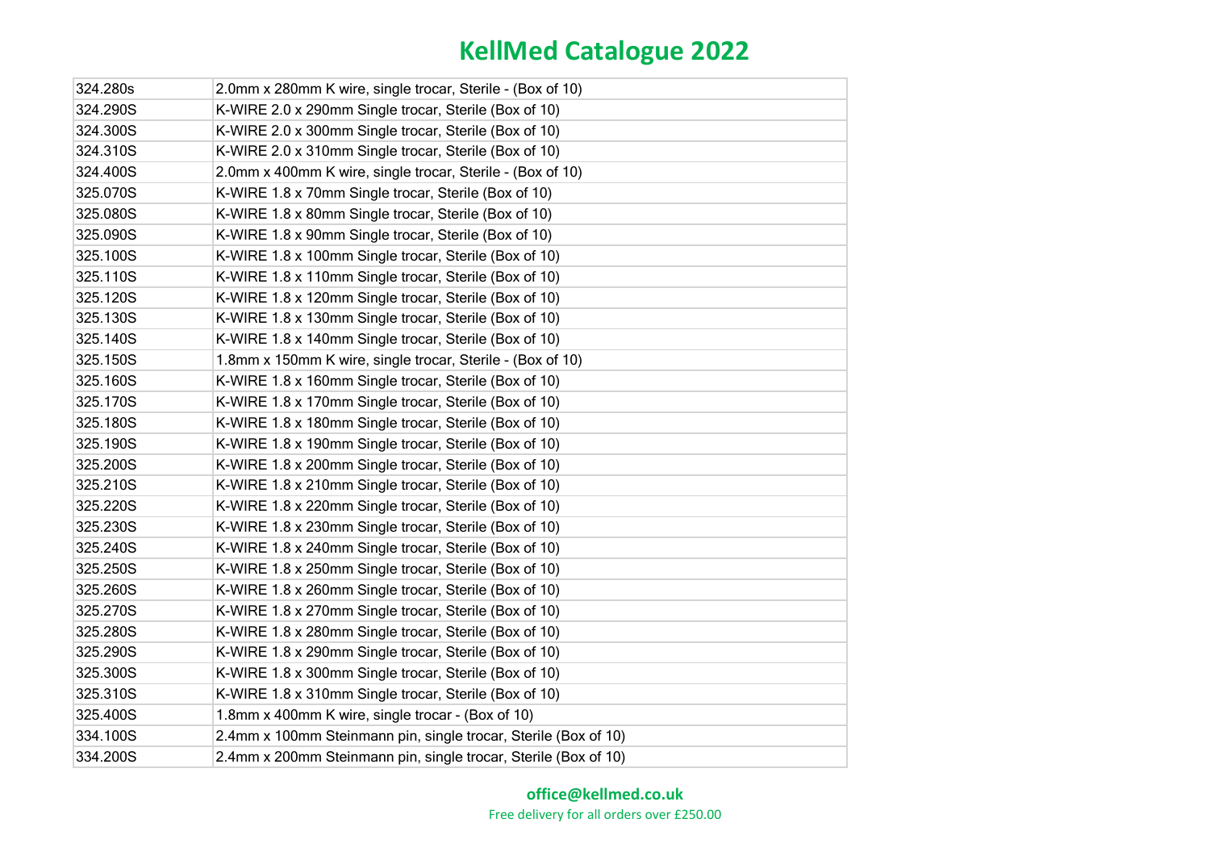# KellMed Catalogue 2022

| | |
|---|---|
| 324.280s | 2.0mm x 280mm K wire, single trocar, Sterile - (Box of 10) |
| 324.290S | K-WIRE 2.0 x 290mm Single trocar, Sterile (Box of 10) |
| 324.300S | K-WIRE 2.0 x 300mm Single trocar, Sterile (Box of 10) |
| 324.310S | K-WIRE 2.0 x 310mm Single trocar, Sterile (Box of 10) |
| 324.400S | 2.0mm x 400mm K wire, single trocar, Sterile - (Box of 10) |
| 325.070S | K-WIRE 1.8 x 70mm Single trocar, Sterile (Box of 10) |
| 325.080S | K-WIRE 1.8 x 80mm Single trocar, Sterile (Box of 10) |
| 325.090S | K-WIRE 1.8 x 90mm Single trocar, Sterile (Box of 10) |
| 325.100S | K-WIRE 1.8 x 100mm Single trocar, Sterile (Box of 10) |
| 325.110S | K-WIRE 1.8 x 110mm Single trocar, Sterile (Box of 10) |
| 325.120S | K-WIRE 1.8 x 120mm Single trocar, Sterile (Box of 10) |
| 325.130S | K-WIRE 1.8 x 130mm Single trocar, Sterile (Box of 10) |
| 325.140S | K-WIRE 1.8 x 140mm Single trocar, Sterile (Box of 10) |
| 325.150S | 1.8mm x 150mm K wire, single trocar, Sterile - (Box of 10) |
| 325.160S | K-WIRE 1.8 x 160mm Single trocar, Sterile (Box of 10) |
| 325.170S | K-WIRE 1.8 x 170mm Single trocar, Sterile (Box of 10) |
| 325.180S | K-WIRE 1.8 x 180mm Single trocar, Sterile (Box of 10) |
| 325.190S | K-WIRE 1.8 x 190mm Single trocar, Sterile (Box of 10) |
| 325.200S | K-WIRE 1.8 x 200mm Single trocar, Sterile (Box of 10) |
| 325.210S | K-WIRE 1.8 x 210mm Single trocar, Sterile (Box of 10) |
| 325.220S | K-WIRE 1.8 x 220mm Single trocar, Sterile (Box of 10) |
| 325.230S | K-WIRE 1.8 x 230mm Single trocar, Sterile (Box of 10) |
| 325.240S | K-WIRE 1.8 x 240mm Single trocar, Sterile (Box of 10) |
| 325.250S | K-WIRE 1.8 x 250mm Single trocar, Sterile (Box of 10) |
| 325.260S | K-WIRE 1.8 x 260mm Single trocar, Sterile (Box of 10) |
| 325.270S | K-WIRE 1.8 x 270mm Single trocar, Sterile (Box of 10) |
| 325.280S | K-WIRE 1.8 x 280mm Single trocar, Sterile (Box of 10) |
| 325.290S | K-WIRE 1.8 x 290mm Single trocar, Sterile (Box of 10) |
| 325.300S | K-WIRE 1.8 x 300mm Single trocar, Sterile (Box of 10) |
| 325.310S | K-WIRE 1.8 x 310mm Single trocar, Sterile (Box of 10) |
| 325.400S | 1.8mm x 400mm K wire, single trocar - (Box of 10) |
| 334.100S | 2.4mm x 100mm Steinmann pin, single trocar, Sterile (Box of 10) |
| 334.200S | 2.4mm x 200mm Steinmann pin, single trocar, Sterile (Box of 10) |

**office@kellmed.co.uk**

Free delivery for all orders over £250.00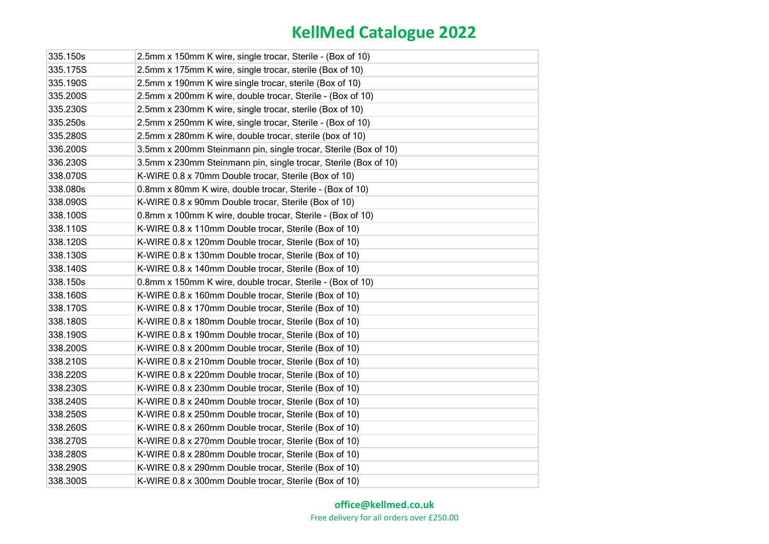| | |
|---|---|
| 335.150s | 2.5mm x 150mm K wire, single trocar, Sterile - (Box of 10) |
| 335.175S | 2.5mm x 175mm K wire, single trocar, sterile (Box of 10) |
| 335.190S | 2.5mm x 190mm K wire single trocar, sterile (Box of 10) |
| 335.200S | 2.5mm x 200mm K wire, double trocar, Sterile - (Box of 10) |
| 335.230S | 2.5mm x 230mm K wire, single trocar, sterile (Box of 10) |
| 335.250s | 2.5mm x 250mm K wire, single trocar, Sterile - (Box of 10) |
| 335.280S | 2.5mm x 280mm K wire, double trocar, sterile (box of 10) |
| 336.200S | 3.5mm x 200mm Steinmann pin, single trocar, Sterile (Box of 10) |
| 336.230S | 3.5mm x 230mm Steinmann pin, single trocar, Sterile (Box of 10) |
| 338.070S | K-WIRE 0.8 x 70mm Double trocar, Sterile (Box of 10) |
| 338.080s | 0.8mm x 80mm K wire, double trocar, Sterile - (Box of 10) |
| 338.090S | K-WIRE 0.8 x 90mm Double trocar, Sterile (Box of 10) |
| 338.100S | 0.8mm x 100mm K wire, double trocar, Sterile - (Box of 10) |
| 338.110S | K-WIRE 0.8 x 110mm Double trocar, Sterile (Box of 10) |
| 338.120S | K-WIRE 0.8 x 120mm Double trocar, Sterile (Box of 10) |
| 338.130S | K-WIRE 0.8 x 130mm Double trocar, Sterile (Box of 10) |
| 338.140S | K-WIRE 0.8 x 140mm Double trocar, Sterile (Box of 10) |
| 338.150s | 0.8mm x 150mm K wire, double trocar, Sterile - (Box of 10) |
| 338.160S | K-WIRE 0.8 x 160mm Double trocar, Sterile (Box of 10) |
| 338.170S | K-WIRE 0.8 x 170mm Double trocar, Sterile (Box of 10) |
| 338.180S | K-WIRE 0.8 x 180mm Double trocar, Sterile (Box of 10) |
| 338.190S | K-WIRE 0.8 x 190mm Double trocar, Sterile (Box of 10) |
| 338.200S | K-WIRE 0.8 x 200mm Double trocar, Sterile (Box of 10) |
| 338.210S | K-WIRE 0.8 x 210mm Double trocar, Sterile (Box of 10) |
| 338.220S | K-WIRE 0.8 x 220mm Double trocar, Sterile (Box of 10) |
| 338.230S | K-WIRE 0.8 x 230mm Double trocar, Sterile (Box of 10) |
| 338.240S | K-WIRE 0.8 x 240mm Double trocar, Sterile (Box of 10) |
| 338.250S | K-WIRE 0.8 x 250mm Double trocar, Sterile (Box of 10) |
| 338.260S | K-WIRE 0.8 x 260mm Double trocar, Sterile (Box of 10) |
| 338.270S | K-WIRE 0.8 x 270mm Double trocar, Sterile (Box of 10) |
| 338.280S | K-WIRE 0.8 x 280mm Double trocar, Sterile (Box of 10) |
| 338.290S | K-WIRE 0.8 x 290mm Double trocar, Sterile (Box of 10) |
| 338.300S | K-WIRE 0.8 x 300mm Double trocar, Sterile (Box of 10) |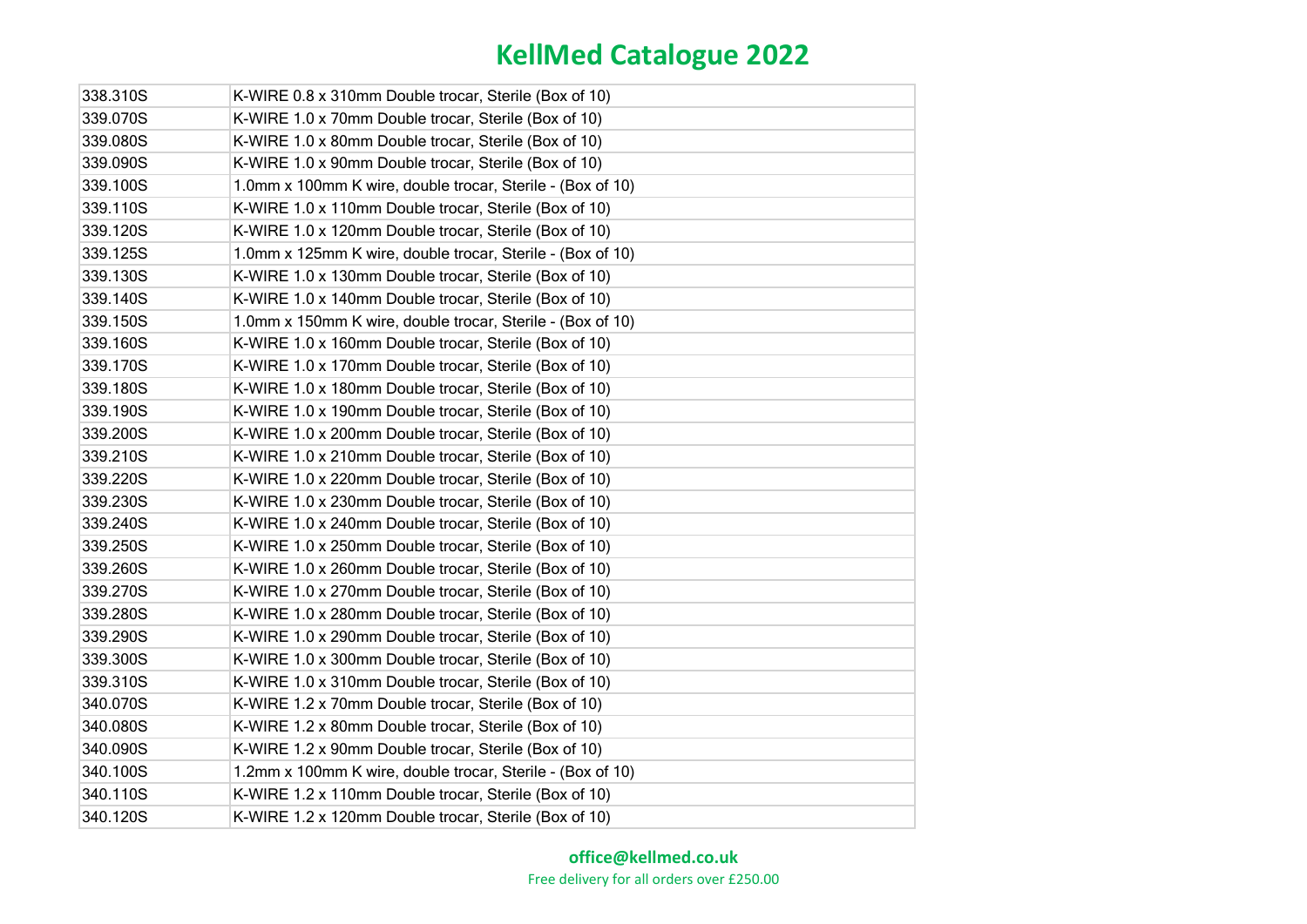## KellMed Catalogue 2022

| | |
|---|---|
| 338.310S | K-WIRE 0.8 x 310mm Double trocar, Sterile (Box of 10) |
| 339.070S | K-WIRE 1.0 x 70mm Double trocar, Sterile (Box of 10) |
| 339.080S | K-WIRE 1.0 x 80mm Double trocar, Sterile (Box of 10) |
| 339.090S | K-WIRE 1.0 x 90mm Double trocar, Sterile (Box of 10) |
| 339.100S | 1.0mm x 100mm K wire, double trocar, Sterile - (Box of 10) |
| 339.110S | K-WIRE 1.0 x 110mm Double trocar, Sterile (Box of 10) |
| 339.120S | K-WIRE 1.0 x 120mm Double trocar, Sterile (Box of 10) |
| 339.125S | 1.0mm x 125mm K wire, double trocar, Sterile - (Box of 10) |
| 339.130S | K-WIRE 1.0 x 130mm Double trocar, Sterile (Box of 10) |
| 339.140S | K-WIRE 1.0 x 140mm Double trocar, Sterile (Box of 10) |
| 339.150S | 1.0mm x 150mm K wire, double trocar, Sterile - (Box of 10) |
| 339.160S | K-WIRE 1.0 x 160mm Double trocar, Sterile (Box of 10) |
| 339.170S | K-WIRE 1.0 x 170mm Double trocar, Sterile (Box of 10) |
| 339.180S | K-WIRE 1.0 x 180mm Double trocar, Sterile (Box of 10) |
| 339.190S | K-WIRE 1.0 x 190mm Double trocar, Sterile (Box of 10) |
| 339.200S | K-WIRE 1.0 x 200mm Double trocar, Sterile (Box of 10) |
| 339.210S | K-WIRE 1.0 x 210mm Double trocar, Sterile (Box of 10) |
| 339.220S | K-WIRE 1.0 x 220mm Double trocar, Sterile (Box of 10) |
| 339.230S | K-WIRE 1.0 x 230mm Double trocar, Sterile (Box of 10) |
| 339.240S | K-WIRE 1.0 x 240mm Double trocar, Sterile (Box of 10) |
| 339.250S | K-WIRE 1.0 x 250mm Double trocar, Sterile (Box of 10) |
| 339.260S | K-WIRE 1.0 x 260mm Double trocar, Sterile (Box of 10) |
| 339.270S | K-WIRE 1.0 x 270mm Double trocar, Sterile (Box of 10) |
| 339.280S | K-WIRE 1.0 x 280mm Double trocar, Sterile (Box of 10) |
| 339.290S | K-WIRE 1.0 x 290mm Double trocar, Sterile (Box of 10) |
| 339.300S | K-WIRE 1.0 x 300mm Double trocar, Sterile (Box of 10) |
| 339.310S | K-WIRE 1.0 x 310mm Double trocar, Sterile (Box of 10) |
| 340.070S | K-WIRE 1.2 x 70mm Double trocar, Sterile (Box of 10) |
| 340.080S | K-WIRE 1.2 x 80mm Double trocar, Sterile (Box of 10) |
| 340.090S | K-WIRE 1.2 x 90mm Double trocar, Sterile (Box of 10) |
| 340.100S | 1.2mm x 100mm K wire, double trocar, Sterile - (Box of 10) |
| 340.110S | K-WIRE 1.2 x 110mm Double trocar, Sterile (Box of 10) |
| 340.120S | K-WIRE 1.2 x 120mm Double trocar, Sterile (Box of 10) |

**office@kellmed.co.uk**

Free delivery for all orders over £250.00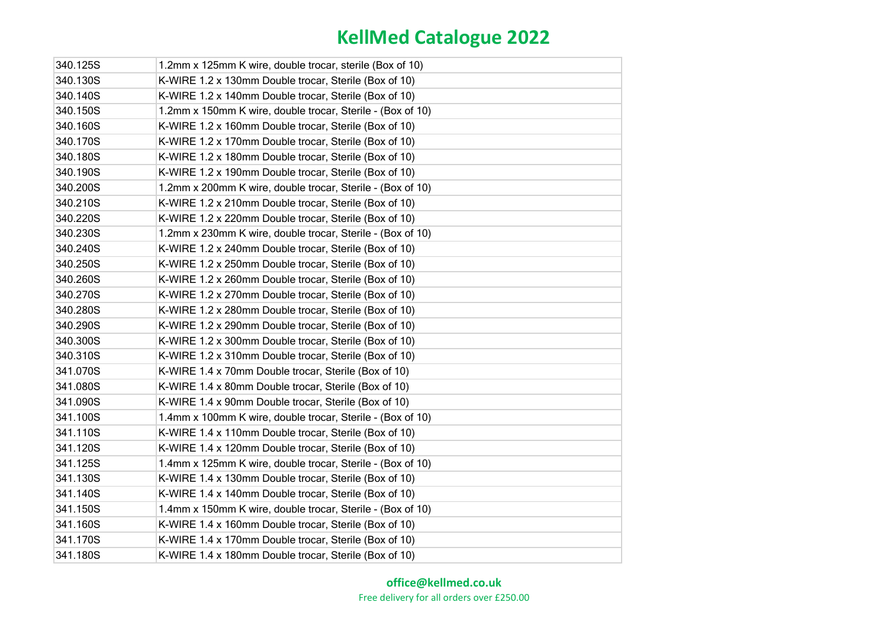# KellMed Catalogue 2022

| | |
|---|---|
| 340.125S | 1.2mm x 125mm K wire, double trocar, sterile (Box of 10) |
| 340.130S | K-WIRE 1.2 x 130mm Double trocar, Sterile (Box of 10) |
| 340.140S | K-WIRE 1.2 x 140mm Double trocar, Sterile (Box of 10) |
| 340.150S | 1.2mm x 150mm K wire, double trocar, Sterile - (Box of 10) |
| 340.160S | K-WIRE 1.2 x 160mm Double trocar, Sterile (Box of 10) |
| 340.170S | K-WIRE 1.2 x 170mm Double trocar, Sterile (Box of 10) |
| 340.180S | K-WIRE 1.2 x 180mm Double trocar, Sterile (Box of 10) |
| 340.190S | K-WIRE 1.2 x 190mm Double trocar, Sterile (Box of 10) |
| 340.200S | 1.2mm x 200mm K wire, double trocar, Sterile - (Box of 10) |
| 340.210S | K-WIRE 1.2 x 210mm Double trocar, Sterile (Box of 10) |
| 340.220S | K-WIRE 1.2 x 220mm Double trocar, Sterile (Box of 10) |
| 340.230S | 1.2mm x 230mm K wire, double trocar, Sterile - (Box of 10) |
| 340.240S | K-WIRE 1.2 x 240mm Double trocar, Sterile (Box of 10) |
| 340.250S | K-WIRE 1.2 x 250mm Double trocar, Sterile (Box of 10) |
| 340.260S | K-WIRE 1.2 x 260mm Double trocar, Sterile (Box of 10) |
| 340.270S | K-WIRE 1.2 x 270mm Double trocar, Sterile (Box of 10) |
| 340.280S | K-WIRE 1.2 x 280mm Double trocar, Sterile (Box of 10) |
| 340.290S | K-WIRE 1.2 x 290mm Double trocar, Sterile (Box of 10) |
| 340.300S | K-WIRE 1.2 x 300mm Double trocar, Sterile (Box of 10) |
| 340.310S | K-WIRE 1.2 x 310mm Double trocar, Sterile (Box of 10) |
| 341.070S | K-WIRE 1.4 x 70mm Double trocar, Sterile (Box of 10) |
| 341.080S | K-WIRE 1.4 x 80mm Double trocar, Sterile (Box of 10) |
| 341.090S | K-WIRE 1.4 x 90mm Double trocar, Sterile (Box of 10) |
| 341.100S | 1.4mm x 100mm K wire, double trocar, Sterile - (Box of 10) |
| 341.110S | K-WIRE 1.4 x 110mm Double trocar, Sterile (Box of 10) |
| 341.120S | K-WIRE 1.4 x 120mm Double trocar, Sterile (Box of 10) |
| 341.125S | 1.4mm x 125mm K wire, double trocar, Sterile - (Box of 10) |
| 341.130S | K-WIRE 1.4 x 130mm Double trocar, Sterile (Box of 10) |
| 341.140S | K-WIRE 1.4 x 140mm Double trocar, Sterile (Box of 10) |
| 341.150S | 1.4mm x 150mm K wire, double trocar, Sterile - (Box of 10) |
| 341.160S | K-WIRE 1.4 x 160mm Double trocar, Sterile (Box of 10) |
| 341.170S | K-WIRE 1.4 x 170mm Double trocar, Sterile (Box of 10) |
| 341.180S | K-WIRE 1.4 x 180mm Double trocar, Sterile (Box of 10) |

**office@kellmed.co.uk**

Free delivery for all orders over £250.00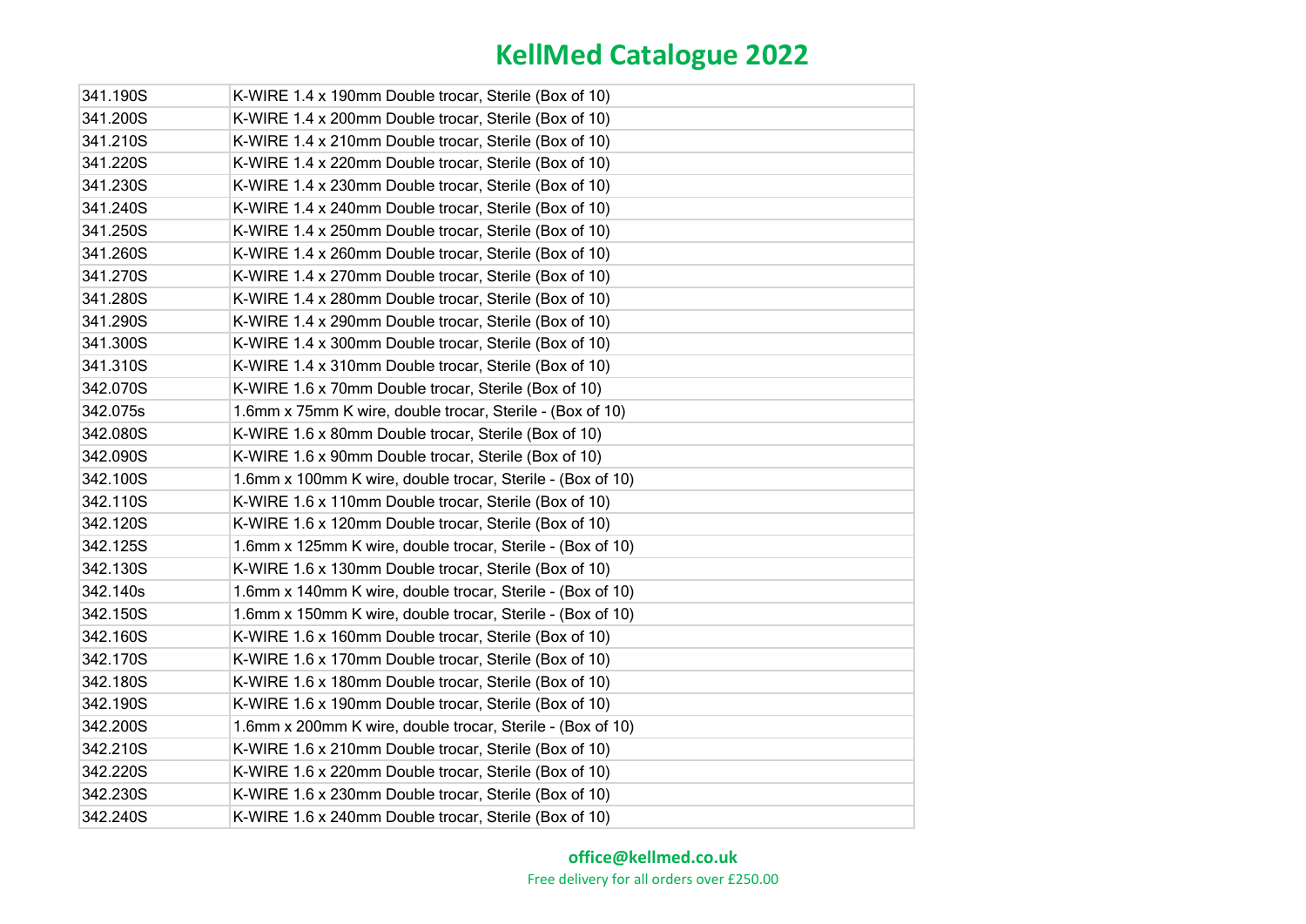# KellMed Catalogue 2022

| | |
|---|---|
| 341.190S | K-WIRE 1.4 x 190mm Double trocar, Sterile (Box of 10) |
| 341.200S | K-WIRE 1.4 x 200mm Double trocar, Sterile (Box of 10) |
| 341.210S | K-WIRE 1.4 x 210mm Double trocar, Sterile (Box of 10) |
| 341.220S | K-WIRE 1.4 x 220mm Double trocar, Sterile (Box of 10) |
| 341.230S | K-WIRE 1.4 x 230mm Double trocar, Sterile (Box of 10) |
| 341.240S | K-WIRE 1.4 x 240mm Double trocar, Sterile (Box of 10) |
| 341.250S | K-WIRE 1.4 x 250mm Double trocar, Sterile (Box of 10) |
| 341.260S | K-WIRE 1.4 x 260mm Double trocar, Sterile (Box of 10) |
| 341.270S | K-WIRE 1.4 x 270mm Double trocar, Sterile (Box of 10) |
| 341.280S | K-WIRE 1.4 x 280mm Double trocar, Sterile (Box of 10) |
| 341.290S | K-WIRE 1.4 x 290mm Double trocar, Sterile (Box of 10) |
| 341.300S | K-WIRE 1.4 x 300mm Double trocar, Sterile (Box of 10) |
| 341.310S | K-WIRE 1.4 x 310mm Double trocar, Sterile (Box of 10) |
| 342.070S | K-WIRE 1.6 x 70mm Double trocar, Sterile (Box of 10) |
| 342.075s | 1.6mm x 75mm K wire, double trocar, Sterile - (Box of 10) |
| 342.080S | K-WIRE 1.6 x 80mm Double trocar, Sterile (Box of 10) |
| 342.090S | K-WIRE 1.6 x 90mm Double trocar, Sterile (Box of 10) |
| 342.100S | 1.6mm x 100mm K wire, double trocar, Sterile - (Box of 10) |
| 342.110S | K-WIRE 1.6 x 110mm Double trocar, Sterile (Box of 10) |
| 342.120S | K-WIRE 1.6 x 120mm Double trocar, Sterile (Box of 10) |
| 342.125S | 1.6mm x 125mm K wire, double trocar, Sterile - (Box of 10) |
| 342.130S | K-WIRE 1.6 x 130mm Double trocar, Sterile (Box of 10) |
| 342.140s | 1.6mm x 140mm K wire, double trocar, Sterile - (Box of 10) |
| 342.150S | 1.6mm x 150mm K wire, double trocar, Sterile - (Box of 10) |
| 342.160S | K-WIRE 1.6 x 160mm Double trocar, Sterile (Box of 10) |
| 342.170S | K-WIRE 1.6 x 170mm Double trocar, Sterile (Box of 10) |
| 342.180S | K-WIRE 1.6 x 180mm Double trocar, Sterile (Box of 10) |
| 342.190S | K-WIRE 1.6 x 190mm Double trocar, Sterile (Box of 10) |
| 342.200S | 1.6mm x 200mm K wire, double trocar, Sterile - (Box of 10) |
| 342.210S | K-WIRE 1.6 x 210mm Double trocar, Sterile (Box of 10) |
| 342.220S | K-WIRE 1.6 x 220mm Double trocar, Sterile (Box of 10) |
| 342.230S | K-WIRE 1.6 x 230mm Double trocar, Sterile (Box of 10) |
| 342.240S | K-WIRE 1.6 x 240mm Double trocar, Sterile (Box of 10) |

**office@kellmed.co.uk**

Free delivery for all orders over £250.00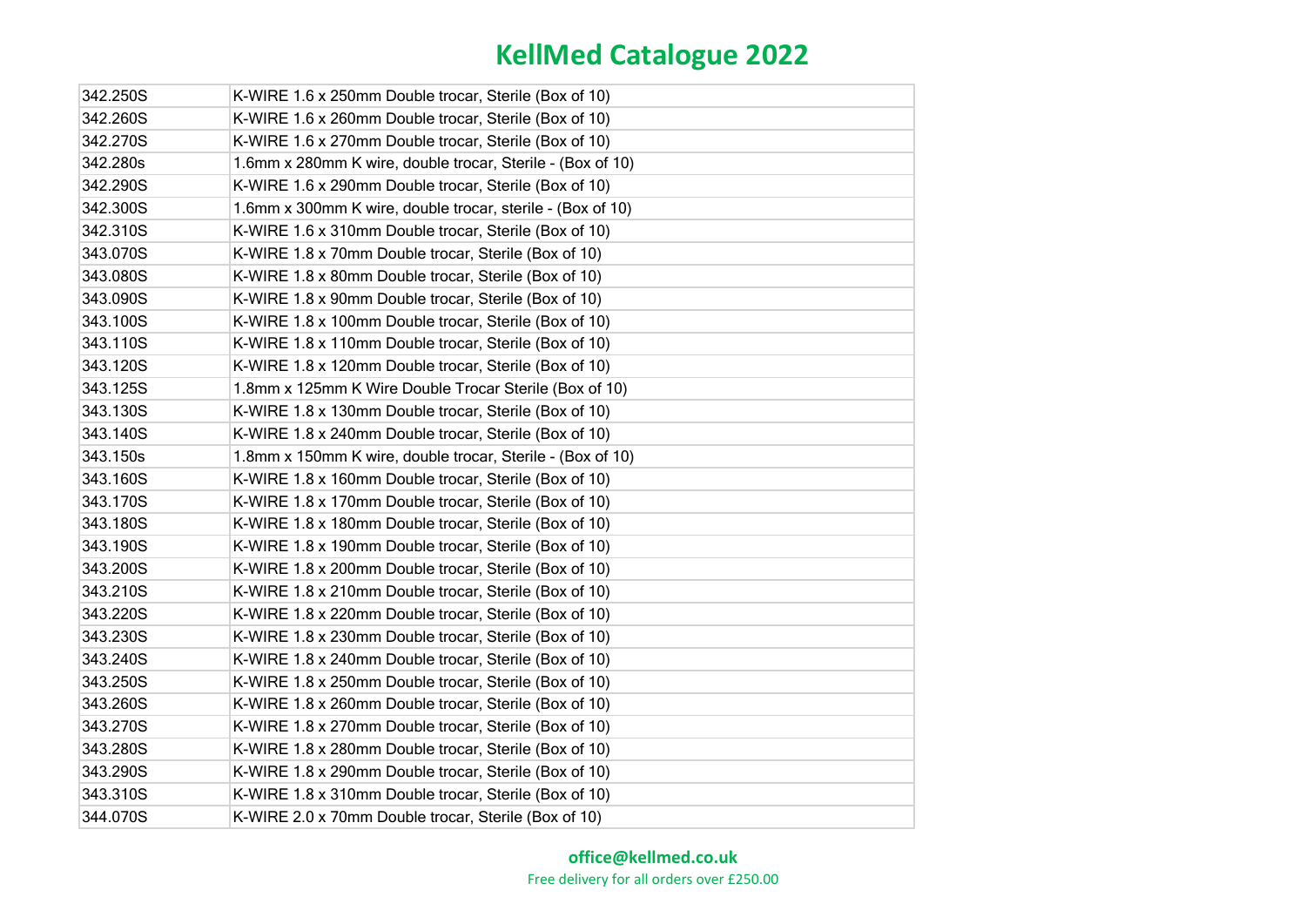# KellMed Catalogue 2022

| | |
|---|---|
| 342.250S | K-WIRE 1.6 x 250mm Double trocar, Sterile (Box of 10) |
| 342.260S | K-WIRE 1.6 x 260mm Double trocar, Sterile (Box of 10) |
| 342.270S | K-WIRE 1.6 x 270mm Double trocar, Sterile (Box of 10) |
| 342.280s | 1.6mm x 280mm K wire, double trocar, Sterile - (Box of 10) |
| 342.290S | K-WIRE 1.6 x 290mm Double trocar, Sterile (Box of 10) |
| 342.300S | 1.6mm x 300mm K wire, double trocar, sterile - (Box of 10) |
| 342.310S | K-WIRE 1.6 x 310mm Double trocar, Sterile (Box of 10) |
| 343.070S | K-WIRE 1.8 x 70mm Double trocar, Sterile (Box of 10) |
| 343.080S | K-WIRE 1.8 x 80mm Double trocar, Sterile (Box of 10) |
| 343.090S | K-WIRE 1.8 x 90mm Double trocar, Sterile (Box of 10) |
| 343.100S | K-WIRE 1.8 x 100mm Double trocar, Sterile (Box of 10) |
| 343.110S | K-WIRE 1.8 x 110mm Double trocar, Sterile (Box of 10) |
| 343.120S | K-WIRE 1.8 x 120mm Double trocar, Sterile (Box of 10) |
| 343.125S | 1.8mm x 125mm K Wire Double Trocar Sterile (Box of 10) |
| 343.130S | K-WIRE 1.8 x 130mm Double trocar, Sterile (Box of 10) |
| 343.140S | K-WIRE 1.8 x 240mm Double trocar, Sterile (Box of 10) |
| 343.150s | 1.8mm x 150mm K wire, double trocar, Sterile - (Box of 10) |
| 343.160S | K-WIRE 1.8 x 160mm Double trocar, Sterile (Box of 10) |
| 343.170S | K-WIRE 1.8 x 170mm Double trocar, Sterile (Box of 10) |
| 343.180S | K-WIRE 1.8 x 180mm Double trocar, Sterile (Box of 10) |
| 343.190S | K-WIRE 1.8 x 190mm Double trocar, Sterile (Box of 10) |
| 343.200S | K-WIRE 1.8 x 200mm Double trocar, Sterile (Box of 10) |
| 343.210S | K-WIRE 1.8 x 210mm Double trocar, Sterile (Box of 10) |
| 343.220S | K-WIRE 1.8 x 220mm Double trocar, Sterile (Box of 10) |
| 343.230S | K-WIRE 1.8 x 230mm Double trocar, Sterile (Box of 10) |
| 343.240S | K-WIRE 1.8 x 240mm Double trocar, Sterile (Box of 10) |
| 343.250S | K-WIRE 1.8 x 250mm Double trocar, Sterile (Box of 10) |
| 343.260S | K-WIRE 1.8 x 260mm Double trocar, Sterile (Box of 10) |
| 343.270S | K-WIRE 1.8 x 270mm Double trocar, Sterile (Box of 10) |
| 343.280S | K-WIRE 1.8 x 280mm Double trocar, Sterile (Box of 10) |
| 343.290S | K-WIRE 1.8 x 290mm Double trocar, Sterile (Box of 10) |
| 343.310S | K-WIRE 1.8 x 310mm Double trocar, Sterile (Box of 10) |
| 344.070S | K-WIRE 2.0 x 70mm Double trocar, Sterile (Box of 10) |

**office@kellmed.co.uk**

Free delivery for all orders over £250.00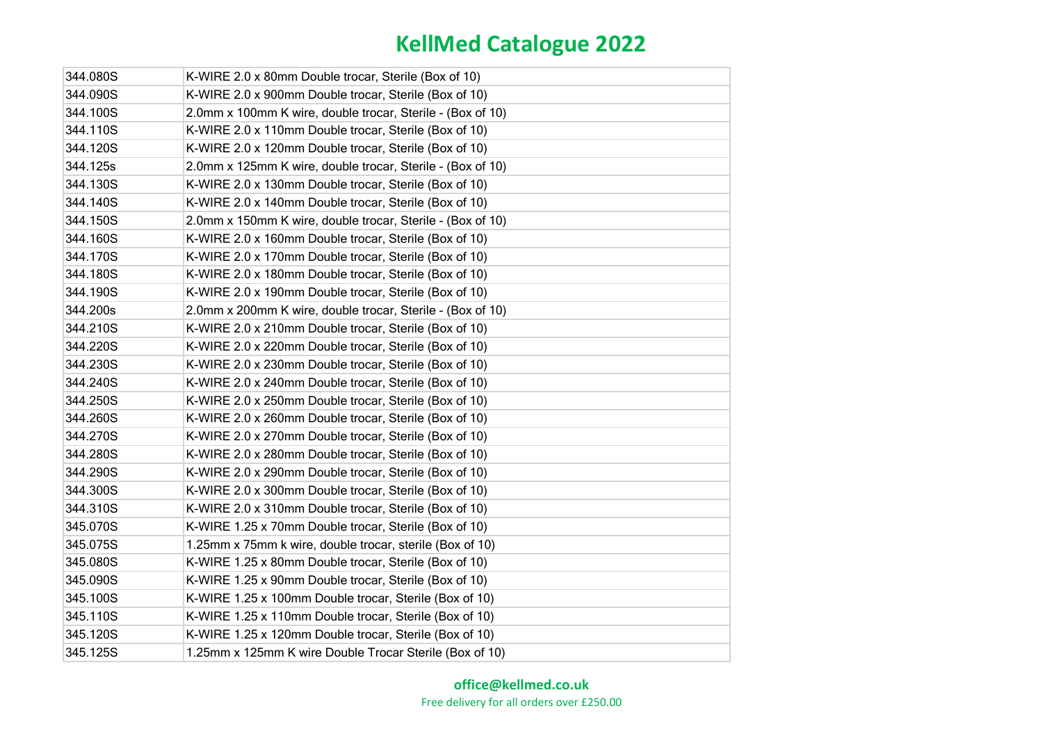# KellMed Catalogue 2022

| | |
|---|---|
| 344.080S | K-WIRE 2.0 x 80mm Double trocar, Sterile (Box of 10) |
| 344.090S | K-WIRE 2.0 x 900mm Double trocar, Sterile (Box of 10) |
| 344.100S | 2.0mm x 100mm K wire, double trocar, Sterile - (Box of 10) |
| 344.110S | K-WIRE 2.0 x 110mm Double trocar, Sterile (Box of 10) |
| 344.120S | K-WIRE 2.0 x 120mm Double trocar, Sterile (Box of 10) |
| 344.125s | 2.0mm x 125mm K wire, double trocar, Sterile - (Box of 10) |
| 344.130S | K-WIRE 2.0 x 130mm Double trocar, Sterile (Box of 10) |
| 344.140S | K-WIRE 2.0 x 140mm Double trocar, Sterile (Box of 10) |
| 344.150S | 2.0mm x 150mm K wire, double trocar, Sterile - (Box of 10) |
| 344.160S | K-WIRE 2.0 x 160mm Double trocar, Sterile (Box of 10) |
| 344.170S | K-WIRE 2.0 x 170mm Double trocar, Sterile (Box of 10) |
| 344.180S | K-WIRE 2.0 x 180mm Double trocar, Sterile (Box of 10) |
| 344.190S | K-WIRE 2.0 x 190mm Double trocar, Sterile (Box of 10) |
| 344.200s | 2.0mm x 200mm K wire, double trocar, Sterile - (Box of 10) |
| 344.210S | K-WIRE 2.0 x 210mm Double trocar, Sterile (Box of 10) |
| 344.220S | K-WIRE 2.0 x 220mm Double trocar, Sterile (Box of 10) |
| 344.230S | K-WIRE 2.0 x 230mm Double trocar, Sterile (Box of 10) |
| 344.240S | K-WIRE 2.0 x 240mm Double trocar, Sterile (Box of 10) |
| 344.250S | K-WIRE 2.0 x 250mm Double trocar, Sterile (Box of 10) |
| 344.260S | K-WIRE 2.0 x 260mm Double trocar, Sterile (Box of 10) |
| 344.270S | K-WIRE 2.0 x 270mm Double trocar, Sterile (Box of 10) |
| 344.280S | K-WIRE 2.0 x 280mm Double trocar, Sterile (Box of 10) |
| 344.290S | K-WIRE 2.0 x 290mm Double trocar, Sterile (Box of 10) |
| 344.300S | K-WIRE 2.0 x 300mm Double trocar, Sterile (Box of 10) |
| 344.310S | K-WIRE 2.0 x 310mm Double trocar, Sterile (Box of 10) |
| 345.070S | K-WIRE 1.25 x 70mm Double trocar, Sterile (Box of 10) |
| 345.075S | 1.25mm x 75mm k wire, double trocar, sterile (Box of 10) |
| 345.080S | K-WIRE 1.25 x 80mm Double trocar, Sterile (Box of 10) |
| 345.090S | K-WIRE 1.25 x 90mm Double trocar, Sterile (Box of 10) |
| 345.100S | K-WIRE 1.25 x 100mm Double trocar, Sterile (Box of 10) |
| 345.110S | K-WIRE 1.25 x 110mm Double trocar, Sterile (Box of 10) |
| 345.120S | K-WIRE 1.25 x 120mm Double trocar, Sterile (Box of 10) |
| 345.125S | 1.25mm x 125mm K wire Double Trocar Sterile (Box of 10) |

**office@kellmed.co.uk**

Free delivery for all orders over £250.00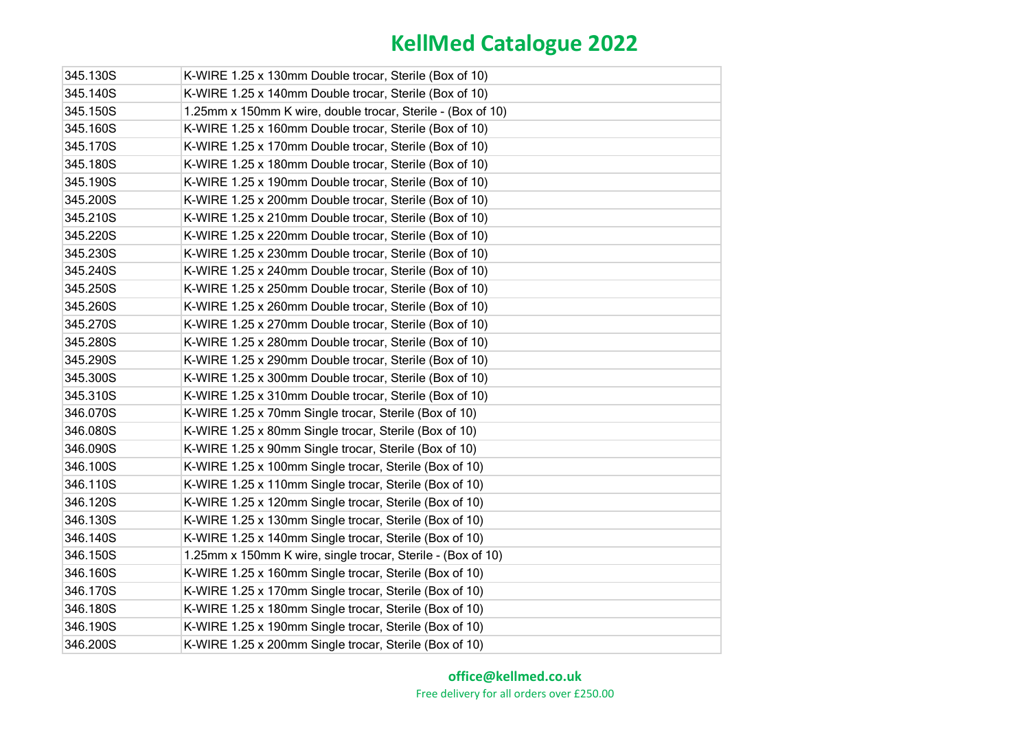# KellMed Catalogue 2022

| | |
|---|---|
| 345.130S | K-WIRE 1.25 x 130mm Double trocar, Sterile (Box of 10) |
| 345.140S | K-WIRE 1.25 x 140mm Double trocar, Sterile (Box of 10) |
| 345.150S | 1.25mm x 150mm K wire, double trocar, Sterile - (Box of 10) |
| 345.160S | K-WIRE 1.25 x 160mm Double trocar, Sterile (Box of 10) |
| 345.170S | K-WIRE 1.25 x 170mm Double trocar, Sterile (Box of 10) |
| 345.180S | K-WIRE 1.25 x 180mm Double trocar, Sterile (Box of 10) |
| 345.190S | K-WIRE 1.25 x 190mm Double trocar, Sterile (Box of 10) |
| 345.200S | K-WIRE 1.25 x 200mm Double trocar, Sterile (Box of 10) |
| 345.210S | K-WIRE 1.25 x 210mm Double trocar, Sterile (Box of 10) |
| 345.220S | K-WIRE 1.25 x 220mm Double trocar, Sterile (Box of 10) |
| 345.230S | K-WIRE 1.25 x 230mm Double trocar, Sterile (Box of 10) |
| 345.240S | K-WIRE 1.25 x 240mm Double trocar, Sterile (Box of 10) |
| 345.250S | K-WIRE 1.25 x 250mm Double trocar, Sterile (Box of 10) |
| 345.260S | K-WIRE 1.25 x 260mm Double trocar, Sterile (Box of 10) |
| 345.270S | K-WIRE 1.25 x 270mm Double trocar, Sterile (Box of 10) |
| 345.280S | K-WIRE 1.25 x 280mm Double trocar, Sterile (Box of 10) |
| 345.290S | K-WIRE 1.25 x 290mm Double trocar, Sterile (Box of 10) |
| 345.300S | K-WIRE 1.25 x 300mm Double trocar, Sterile (Box of 10) |
| 345.310S | K-WIRE 1.25 x 310mm Double trocar, Sterile (Box of 10) |
| 346.070S | K-WIRE 1.25 x 70mm Single trocar, Sterile (Box of 10) |
| 346.080S | K-WIRE 1.25 x 80mm Single trocar, Sterile (Box of 10) |
| 346.090S | K-WIRE 1.25 x 90mm Single trocar, Sterile (Box of 10) |
| 346.100S | K-WIRE 1.25 x 100mm Single trocar, Sterile (Box of 10) |
| 346.110S | K-WIRE 1.25 x 110mm Single trocar, Sterile (Box of 10) |
| 346.120S | K-WIRE 1.25 x 120mm Single trocar, Sterile (Box of 10) |
| 346.130S | K-WIRE 1.25 x 130mm Single trocar, Sterile (Box of 10) |
| 346.140S | K-WIRE 1.25 x 140mm Single trocar, Sterile (Box of 10) |
| 346.150S | 1.25mm x 150mm K wire, single trocar, Sterile - (Box of 10) |
| 346.160S | K-WIRE 1.25 x 160mm Single trocar, Sterile (Box of 10) |
| 346.170S | K-WIRE 1.25 x 170mm Single trocar, Sterile (Box of 10) |
| 346.180S | K-WIRE 1.25 x 180mm Single trocar, Sterile (Box of 10) |
| 346.190S | K-WIRE 1.25 x 190mm Single trocar, Sterile (Box of 10) |
| 346.200S | K-WIRE 1.25 x 200mm Single trocar, Sterile (Box of 10) |

**office@kellmed.co.uk**

Free delivery for all orders over £250.00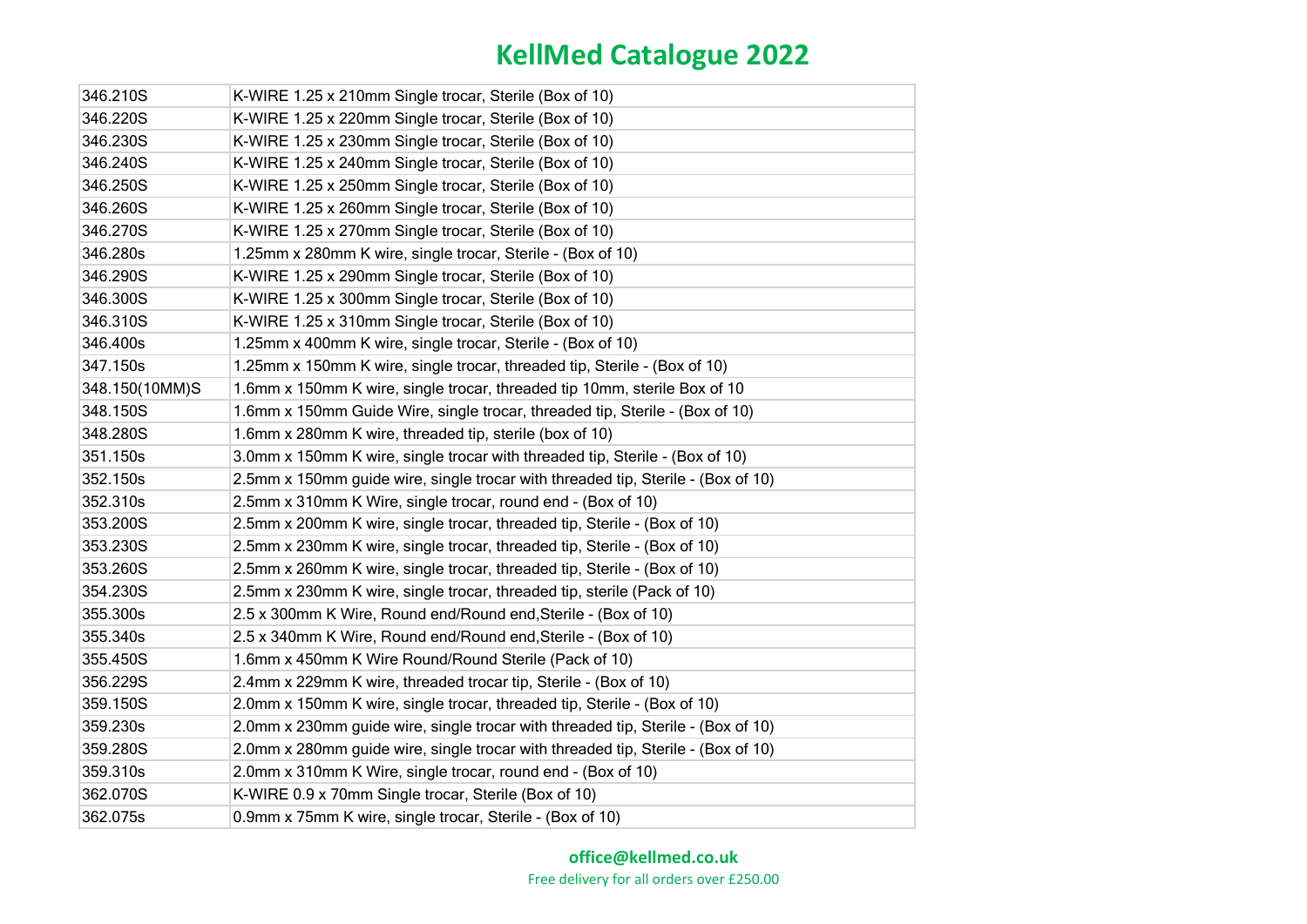# KellMed Catalogue 2022

| | |
|---|---|
| 346.210S | K-WIRE 1.25 x 210mm Single trocar, Sterile (Box of 10) |
| 346.220S | K-WIRE 1.25 x 220mm Single trocar, Sterile (Box of 10) |
| 346.230S | K-WIRE 1.25 x 230mm Single trocar, Sterile (Box of 10) |
| 346.240S | K-WIRE 1.25 x 240mm Single trocar, Sterile (Box of 10) |
| 346.250S | K-WIRE 1.25 x 250mm Single trocar, Sterile (Box of 10) |
| 346.260S | K-WIRE 1.25 x 260mm Single trocar, Sterile (Box of 10) |
| 346.270S | K-WIRE 1.25 x 270mm Single trocar, Sterile (Box of 10) |
| 346.280s | 1.25mm x 280mm K wire, single trocar, Sterile - (Box of 10) |
| 346.290S | K-WIRE 1.25 x 290mm Single trocar, Sterile (Box of 10) |
| 346.300S | K-WIRE 1.25 x 300mm Single trocar, Sterile (Box of 10) |
| 346.310S | K-WIRE 1.25 x 310mm Single trocar, Sterile (Box of 10) |
| 346.400s | 1.25mm x 400mm K wire, single trocar, Sterile - (Box of 10) |
| 347.150s | 1.25mm x 150mm K wire, single trocar, threaded tip, Sterile - (Box of 10) |
| 348.150(10MM)S | 1.6mm x 150mm K wire, single trocar, threaded tip 10mm, sterile Box of 10 |
| 348.150S | 1.6mm x 150mm Guide Wire, single trocar, threaded tip, Sterile - (Box of 10) |
| 348.280S | 1.6mm x 280mm K wire, threaded tip, sterile (box of 10) |
| 351.150s | 3.0mm x 150mm K wire, single trocar with threaded tip, Sterile - (Box of 10) |
| 352.150s | 2.5mm x 150mm guide wire, single trocar with threaded tip, Sterile - (Box of 10) |
| 352.310s | 2.5mm x 310mm K Wire, single trocar, round end - (Box of 10) |
| 353.200S | 2.5mm x 200mm K wire, single trocar, threaded tip, Sterile - (Box of 10) |
| 353.230S | 2.5mm x 230mm K wire, single trocar, threaded tip, Sterile - (Box of 10) |
| 353.260S | 2.5mm x 260mm K wire, single trocar, threaded tip, Sterile - (Box of 10) |
| 354.230S | 2.5mm x 230mm K wire, single trocar, threaded tip, sterile (Pack of 10) |
| 355.300s | 2.5 x 300mm K Wire, Round end/Round end,Sterile - (Box of 10) |
| 355.340s | 2.5 x 340mm K Wire, Round end/Round end,Sterile - (Box of 10) |
| 355.450S | 1.6mm x 450mm K Wire Round/Round Sterile (Pack of 10) |
| 356.229S | 2.4mm x 229mm K wire, threaded trocar tip, Sterile - (Box of 10) |
| 359.150S | 2.0mm x 150mm K wire, single trocar, threaded tip, Sterile - (Box of 10) |
| 359.230s | 2.0mm x 230mm guide wire, single trocar with threaded tip, Sterile - (Box of 10) |
| 359.280S | 2.0mm x 280mm guide wire, single trocar with threaded tip, Sterile - (Box of 10) |
| 359.310s | 2.0mm x 310mm K Wire, single trocar, round end - (Box of 10) |
| 362.070S | K-WIRE 0.9 x 70mm Single trocar, Sterile (Box of 10) |
| 362.075s | 0.9mm x 75mm K wire, single trocar, Sterile - (Box of 10) |

**office@kellmed.co.uk**

Free delivery for all orders over £250.00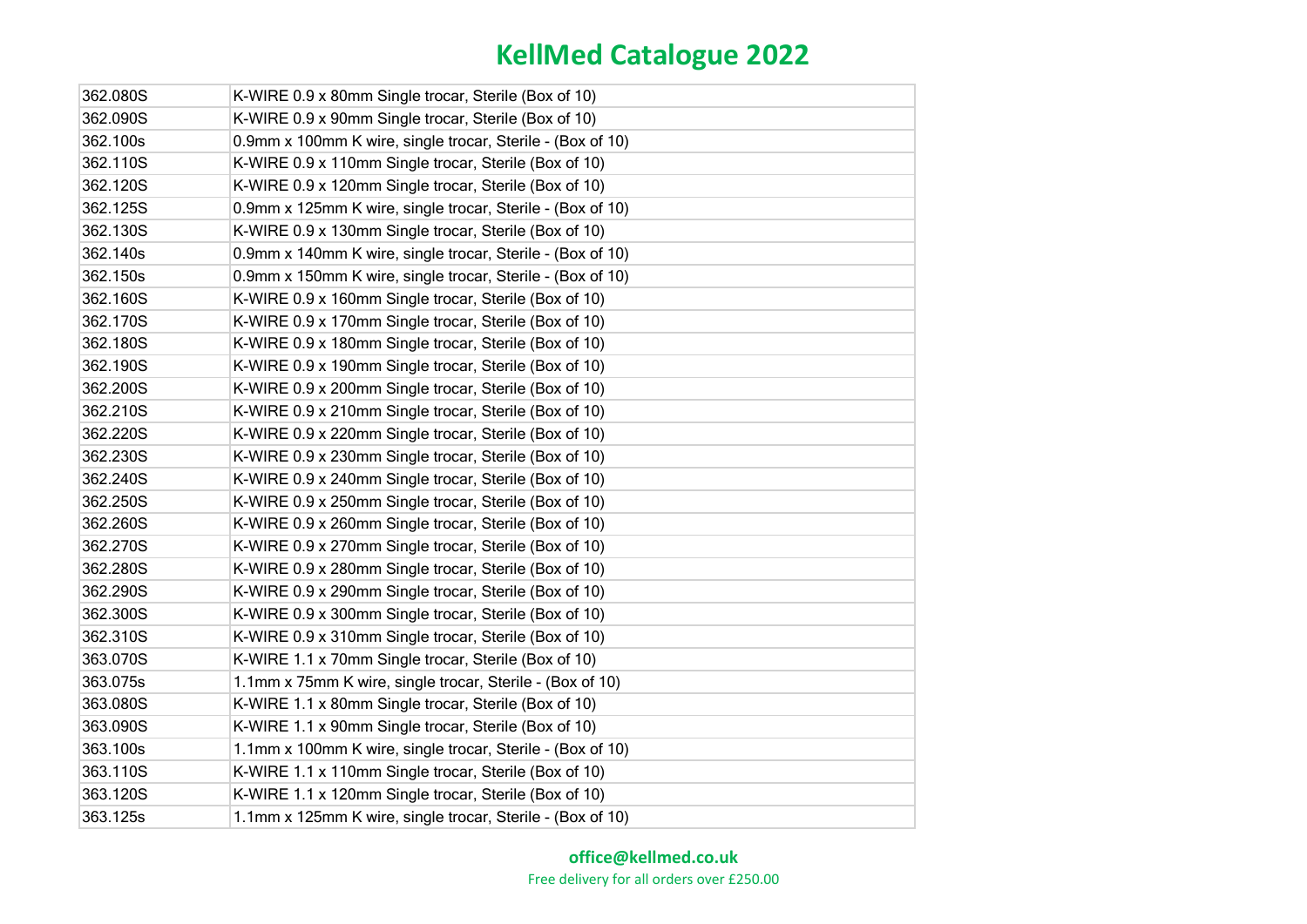| | |
|---|---|
| 362.080S | K-WIRE 0.9 x 80mm Single trocar, Sterile (Box of 10) |
| 362.090S | K-WIRE 0.9 x 90mm Single trocar, Sterile (Box of 10) |
| 362.100s | 0.9mm x 100mm K wire, single trocar, Sterile - (Box of 10) |
| 362.110S | K-WIRE 0.9 x 110mm Single trocar, Sterile (Box of 10) |
| 362.120S | K-WIRE 0.9 x 120mm Single trocar, Sterile (Box of 10) |
| 362.125S | 0.9mm x 125mm K wire, single trocar, Sterile - (Box of 10) |
| 362.130S | K-WIRE 0.9 x 130mm Single trocar, Sterile (Box of 10) |
| 362.140s | 0.9mm x 140mm K wire, single trocar, Sterile - (Box of 10) |
| 362.150s | 0.9mm x 150mm K wire, single trocar, Sterile - (Box of 10) |
| 362.160S | K-WIRE 0.9 x 160mm Single trocar, Sterile (Box of 10) |
| 362.170S | K-WIRE 0.9 x 170mm Single trocar, Sterile (Box of 10) |
| 362.180S | K-WIRE 0.9 x 180mm Single trocar, Sterile (Box of 10) |
| 362.190S | K-WIRE 0.9 x 190mm Single trocar, Sterile (Box of 10) |
| 362.200S | K-WIRE 0.9 x 200mm Single trocar, Sterile (Box of 10) |
| 362.210S | K-WIRE 0.9 x 210mm Single trocar, Sterile (Box of 10) |
| 362.220S | K-WIRE 0.9 x 220mm Single trocar, Sterile (Box of 10) |
| 362.230S | K-WIRE 0.9 x 230mm Single trocar, Sterile (Box of 10) |
| 362.240S | K-WIRE 0.9 x 240mm Single trocar, Sterile (Box of 10) |
| 362.250S | K-WIRE 0.9 x 250mm Single trocar, Sterile (Box of 10) |
| 362.260S | K-WIRE 0.9 x 260mm Single trocar, Sterile (Box of 10) |
| 362.270S | K-WIRE 0.9 x 270mm Single trocar, Sterile (Box of 10) |
| 362.280S | K-WIRE 0.9 x 280mm Single trocar, Sterile (Box of 10) |
| 362.290S | K-WIRE 0.9 x 290mm Single trocar, Sterile (Box of 10) |
| 362.300S | K-WIRE 0.9 x 300mm Single trocar, Sterile (Box of 10) |
| 362.310S | K-WIRE 0.9 x 310mm Single trocar, Sterile (Box of 10) |
| 363.070S | K-WIRE 1.1 x 70mm Single trocar, Sterile (Box of 10) |
| 363.075s | 1.1mm x 75mm K wire, single trocar, Sterile - (Box of 10) |
| 363.080S | K-WIRE 1.1 x 80mm Single trocar, Sterile (Box of 10) |
| 363.090S | K-WIRE 1.1 x 90mm Single trocar, Sterile (Box of 10) |
| 363.100s | 1.1mm x 100mm K wire, single trocar, Sterile - (Box of 10) |
| 363.110S | K-WIRE 1.1 x 110mm Single trocar, Sterile (Box of 10) |
| 363.120S | K-WIRE 1.1 x 120mm Single trocar, Sterile (Box of 10) |
| 363.125s | 1.1mm x 125mm K wire, single trocar, Sterile - (Box of 10) |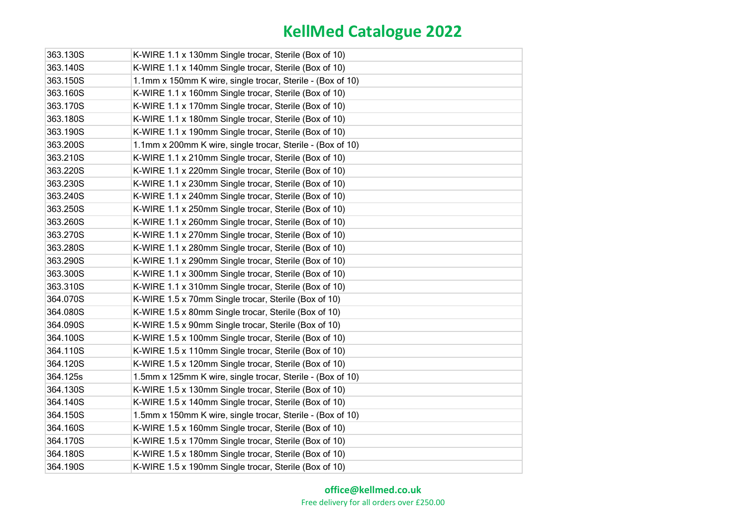# KellMed Catalogue 2022

| | |
|---|---|
| 363.130S | K-WIRE 1.1 x 130mm Single trocar, Sterile (Box of 10) |
| 363.140S | K-WIRE 1.1 x 140mm Single trocar, Sterile (Box of 10) |
| 363.150S | 1.1mm x 150mm K wire, single trocar, Sterile - (Box of 10) |
| 363.160S | K-WIRE 1.1 x 160mm Single trocar, Sterile (Box of 10) |
| 363.170S | K-WIRE 1.1 x 170mm Single trocar, Sterile (Box of 10) |
| 363.180S | K-WIRE 1.1 x 180mm Single trocar, Sterile (Box of 10) |
| 363.190S | K-WIRE 1.1 x 190mm Single trocar, Sterile (Box of 10) |
| 363.200S | 1.1mm x 200mm K wire, single trocar, Sterile - (Box of 10) |
| 363.210S | K-WIRE 1.1 x 210mm Single trocar, Sterile (Box of 10) |
| 363.220S | K-WIRE 1.1 x 220mm Single trocar, Sterile (Box of 10) |
| 363.230S | K-WIRE 1.1 x 230mm Single trocar, Sterile (Box of 10) |
| 363.240S | K-WIRE 1.1 x 240mm Single trocar, Sterile (Box of 10) |
| 363.250S | K-WIRE 1.1 x 250mm Single trocar, Sterile (Box of 10) |
| 363.260S | K-WIRE 1.1 x 260mm Single trocar, Sterile (Box of 10) |
| 363.270S | K-WIRE 1.1 x 270mm Single trocar, Sterile (Box of 10) |
| 363.280S | K-WIRE 1.1 x 280mm Single trocar, Sterile (Box of 10) |
| 363.290S | K-WIRE 1.1 x 290mm Single trocar, Sterile (Box of 10) |
| 363.300S | K-WIRE 1.1 x 300mm Single trocar, Sterile (Box of 10) |
| 363.310S | K-WIRE 1.1 x 310mm Single trocar, Sterile (Box of 10) |
| 364.070S | K-WIRE 1.5 x 70mm Single trocar, Sterile (Box of 10) |
| 364.080S | K-WIRE 1.5 x 80mm Single trocar, Sterile (Box of 10) |
| 364.090S | K-WIRE 1.5 x 90mm Single trocar, Sterile (Box of 10) |
| 364.100S | K-WIRE 1.5 x 100mm Single trocar, Sterile (Box of 10) |
| 364.110S | K-WIRE 1.5 x 110mm Single trocar, Sterile (Box of 10) |
| 364.120S | K-WIRE 1.5 x 120mm Single trocar, Sterile (Box of 10) |
| 364.125s | 1.5mm x 125mm K wire, single trocar, Sterile - (Box of 10) |
| 364.130S | K-WIRE 1.5 x 130mm Single trocar, Sterile (Box of 10) |
| 364.140S | K-WIRE 1.5 x 140mm Single trocar, Sterile (Box of 10) |
| 364.150S | 1.5mm x 150mm K wire, single trocar, Sterile - (Box of 10) |
| 364.160S | K-WIRE 1.5 x 160mm Single trocar, Sterile (Box of 10) |
| 364.170S | K-WIRE 1.5 x 170mm Single trocar, Sterile (Box of 10) |
| 364.180S | K-WIRE 1.5 x 180mm Single trocar, Sterile (Box of 10) |
| 364.190S | K-WIRE 1.5 x 190mm Single trocar, Sterile (Box of 10) |

**office@kellmed.co.uk**

Free delivery for all orders over £250.00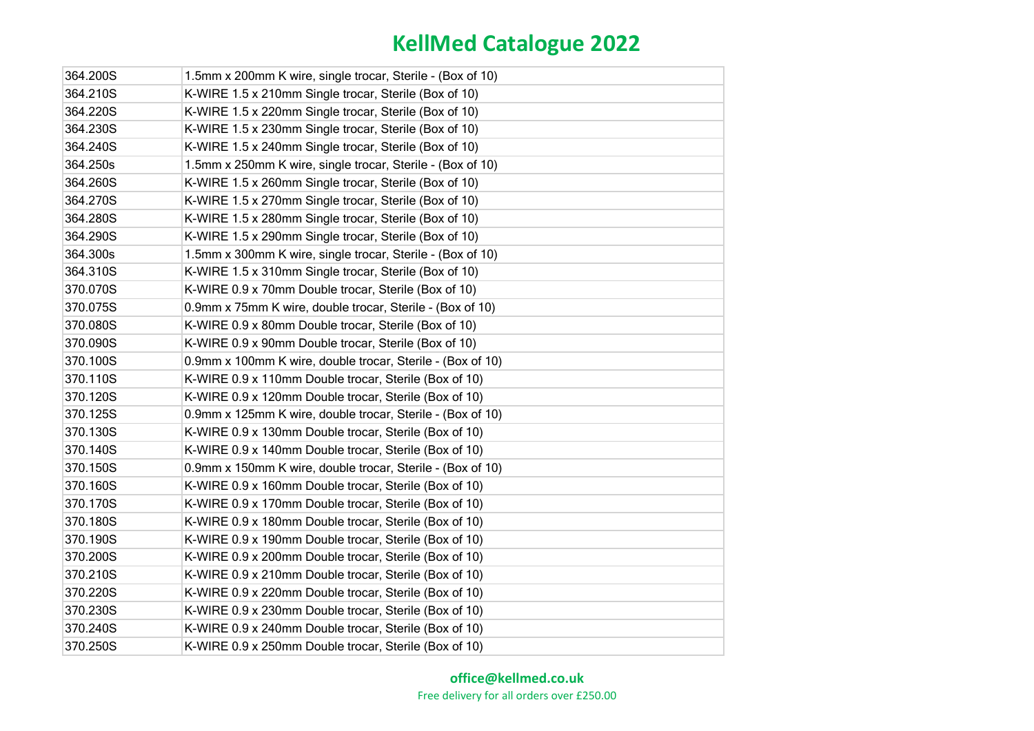| 364.200S | 1.5mm x 200mm K wire, single trocar, Sterile - (Box of 10) |
|---|---|
| 364.210S | K-WIRE 1.5 x 210mm Single trocar, Sterile (Box of 10) |
| 364.220S | K-WIRE 1.5 x 220mm Single trocar, Sterile (Box of 10) |
| 364.230S | K-WIRE 1.5 x 230mm Single trocar, Sterile (Box of 10) |
| 364.240S | K-WIRE 1.5 x 240mm Single trocar, Sterile (Box of 10) |
| 364.250s | 1.5mm x 250mm K wire, single trocar, Sterile - (Box of 10) |
| 364.260S | K-WIRE 1.5 x 260mm Single trocar, Sterile (Box of 10) |
| 364.270S | K-WIRE 1.5 x 270mm Single trocar, Sterile (Box of 10) |
| 364.280S | K-WIRE 1.5 x 280mm Single trocar, Sterile (Box of 10) |
| 364.290S | K-WIRE 1.5 x 290mm Single trocar, Sterile (Box of 10) |
| 364.300s | 1.5mm x 300mm K wire, single trocar, Sterile - (Box of 10) |
| 364.310S | K-WIRE 1.5 x 310mm Single trocar, Sterile (Box of 10) |
| 370.070S | K-WIRE 0.9 x 70mm Double trocar, Sterile (Box of 10) |
| 370.075S | 0.9mm x 75mm K wire, double trocar, Sterile - (Box of 10) |
| 370.080S | K-WIRE 0.9 x 80mm Double trocar, Sterile (Box of 10) |
| 370.090S | K-WIRE 0.9 x 90mm Double trocar, Sterile (Box of 10) |
| 370.100S | 0.9mm x 100mm K wire, double trocar, Sterile - (Box of 10) |
| 370.110S | K-WIRE 0.9 x 110mm Double trocar, Sterile (Box of 10) |
| 370.120S | K-WIRE 0.9 x 120mm Double trocar, Sterile (Box of 10) |
| 370.125S | 0.9mm x 125mm K wire, double trocar, Sterile - (Box of 10) |
| 370.130S | K-WIRE 0.9 x 130mm Double trocar, Sterile (Box of 10) |
| 370.140S | K-WIRE 0.9 x 140mm Double trocar, Sterile (Box of 10) |
| 370.150S | 0.9mm x 150mm K wire, double trocar, Sterile - (Box of 10) |
| 370.160S | K-WIRE 0.9 x 160mm Double trocar, Sterile (Box of 10) |
| 370.170S | K-WIRE 0.9 x 170mm Double trocar, Sterile (Box of 10) |
| 370.180S | K-WIRE 0.9 x 180mm Double trocar, Sterile (Box of 10) |
| 370.190S | K-WIRE 0.9 x 190mm Double trocar, Sterile (Box of 10) |
| 370.200S | K-WIRE 0.9 x 200mm Double trocar, Sterile (Box of 10) |
| 370.210S | K-WIRE 0.9 x 210mm Double trocar, Sterile (Box of 10) |
| 370.220S | K-WIRE 0.9 x 220mm Double trocar, Sterile (Box of 10) |
| 370.230S | K-WIRE 0.9 x 230mm Double trocar, Sterile (Box of 10) |
| 370.240S | K-WIRE 0.9 x 240mm Double trocar, Sterile (Box of 10) |
| 370.250S | K-WIRE 0.9 x 250mm Double trocar, Sterile (Box of 10) |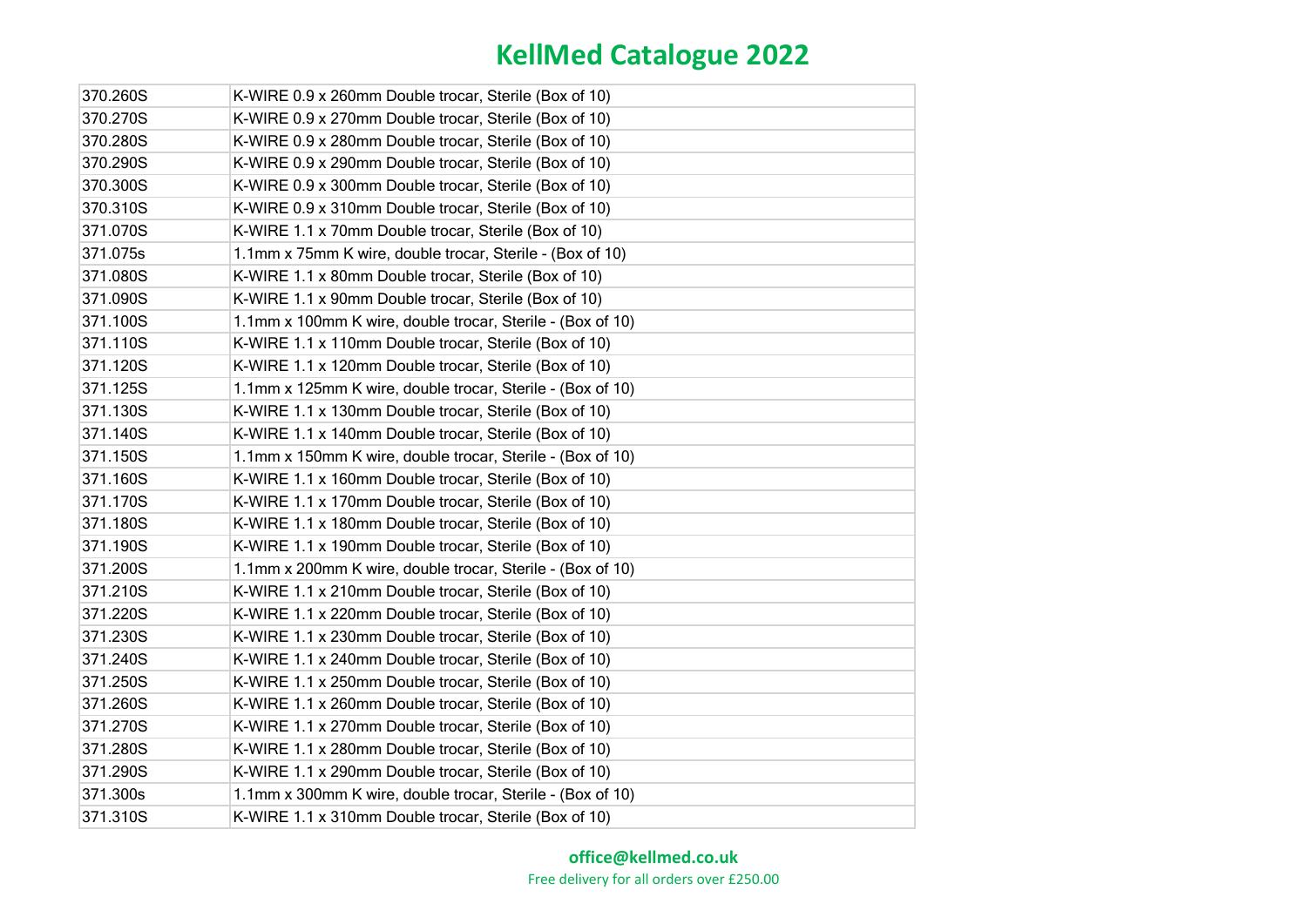# KellMed Catalogue 2022

| | |
|---|---|
| 370.260S | K-WIRE 0.9 x 260mm Double trocar, Sterile (Box of 10) |
| 370.270S | K-WIRE 0.9 x 270mm Double trocar, Sterile (Box of 10) |
| 370.280S | K-WIRE 0.9 x 280mm Double trocar, Sterile (Box of 10) |
| 370.290S | K-WIRE 0.9 x 290mm Double trocar, Sterile (Box of 10) |
| 370.300S | K-WIRE 0.9 x 300mm Double trocar, Sterile (Box of 10) |
| 370.310S | K-WIRE 0.9 x 310mm Double trocar, Sterile (Box of 10) |
| 371.070S | K-WIRE 1.1 x 70mm Double trocar, Sterile (Box of 10) |
| 371.075s | 1.1mm x 75mm K wire, double trocar, Sterile - (Box of 10) |
| 371.080S | K-WIRE 1.1 x 80mm Double trocar, Sterile (Box of 10) |
| 371.090S | K-WIRE 1.1 x 90mm Double trocar, Sterile (Box of 10) |
| 371.100S | 1.1mm x 100mm K wire, double trocar, Sterile - (Box of 10) |
| 371.110S | K-WIRE 1.1 x 110mm Double trocar, Sterile (Box of 10) |
| 371.120S | K-WIRE 1.1 x 120mm Double trocar, Sterile (Box of 10) |
| 371.125S | 1.1mm x 125mm K wire, double trocar, Sterile - (Box of 10) |
| 371.130S | K-WIRE 1.1 x 130mm Double trocar, Sterile (Box of 10) |
| 371.140S | K-WIRE 1.1 x 140mm Double trocar, Sterile (Box of 10) |
| 371.150S | 1.1mm x 150mm K wire, double trocar, Sterile - (Box of 10) |
| 371.160S | K-WIRE 1.1 x 160mm Double trocar, Sterile (Box of 10) |
| 371.170S | K-WIRE 1.1 x 170mm Double trocar, Sterile (Box of 10) |
| 371.180S | K-WIRE 1.1 x 180mm Double trocar, Sterile (Box of 10) |
| 371.190S | K-WIRE 1.1 x 190mm Double trocar, Sterile (Box of 10) |
| 371.200S | 1.1mm x 200mm K wire, double trocar, Sterile - (Box of 10) |
| 371.210S | K-WIRE 1.1 x 210mm Double trocar, Sterile (Box of 10) |
| 371.220S | K-WIRE 1.1 x 220mm Double trocar, Sterile (Box of 10) |
| 371.230S | K-WIRE 1.1 x 230mm Double trocar, Sterile (Box of 10) |
| 371.240S | K-WIRE 1.1 x 240mm Double trocar, Sterile (Box of 10) |
| 371.250S | K-WIRE 1.1 x 250mm Double trocar, Sterile (Box of 10) |
| 371.260S | K-WIRE 1.1 x 260mm Double trocar, Sterile (Box of 10) |
| 371.270S | K-WIRE 1.1 x 270mm Double trocar, Sterile (Box of 10) |
| 371.280S | K-WIRE 1.1 x 280mm Double trocar, Sterile (Box of 10) |
| 371.290S | K-WIRE 1.1 x 290mm Double trocar, Sterile (Box of 10) |
| 371.300s | 1.1mm x 300mm K wire, double trocar, Sterile - (Box of 10) |
| 371.310S | K-WIRE 1.1 x 310mm Double trocar, Sterile (Box of 10) |

**office@kellmed.co.uk**

Free delivery for all orders over £250.00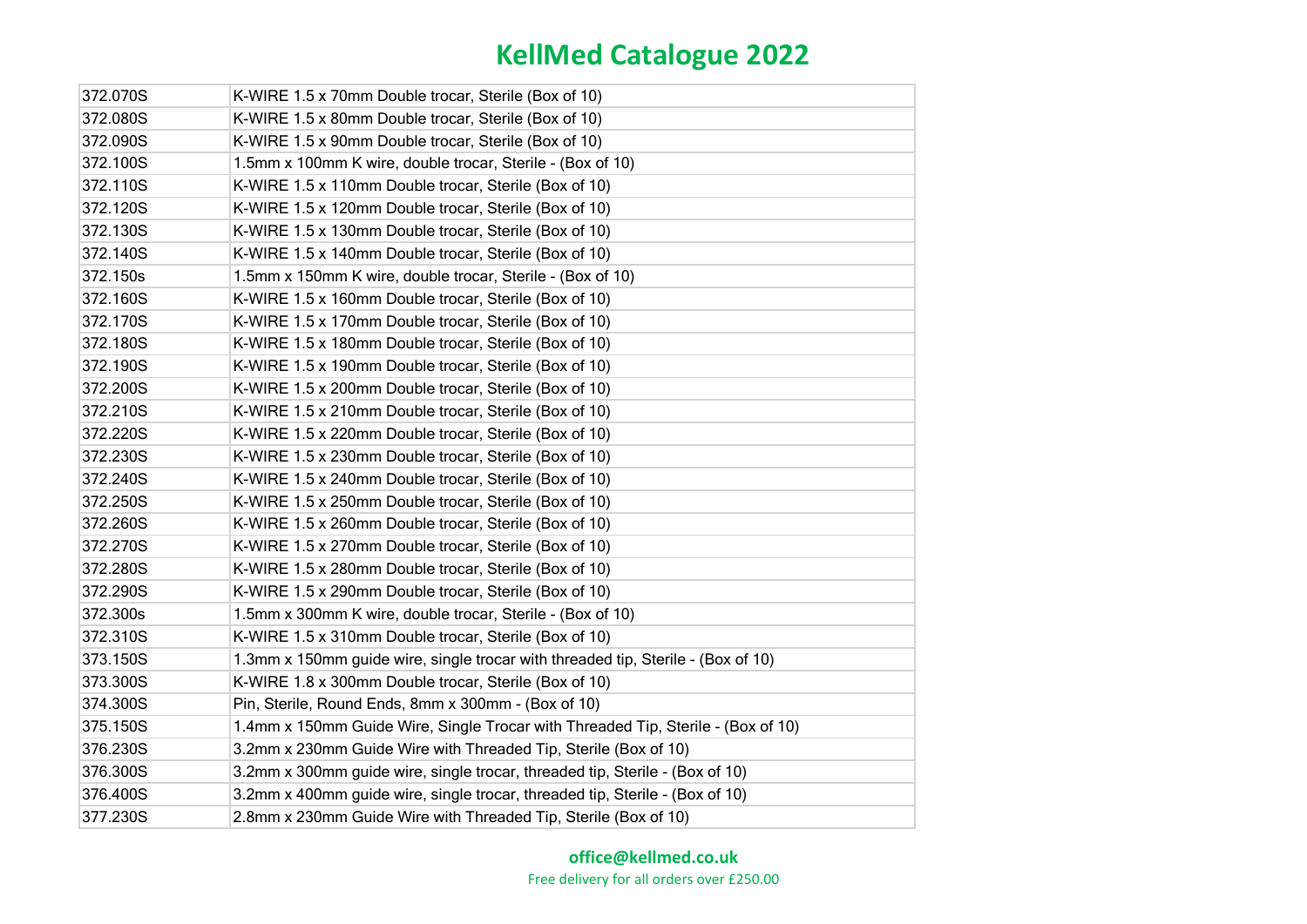# KellMed Catalogue 2022

| | |
|---|---|
| 372.070S | K-WIRE 1.5 x 70mm Double trocar, Sterile (Box of 10) |
| 372.080S | K-WIRE 1.5 x 80mm Double trocar, Sterile (Box of 10) |
| 372.090S | K-WIRE 1.5 x 90mm Double trocar, Sterile (Box of 10) |
| 372.100S | 1.5mm x 100mm K wire, double trocar, Sterile - (Box of 10) |
| 372.110S | K-WIRE 1.5 x 110mm Double trocar, Sterile (Box of 10) |
| 372.120S | K-WIRE 1.5 x 120mm Double trocar, Sterile (Box of 10) |
| 372.130S | K-WIRE 1.5 x 130mm Double trocar, Sterile (Box of 10) |
| 372.140S | K-WIRE 1.5 x 140mm Double trocar, Sterile (Box of 10) |
| 372.150s | 1.5mm x 150mm K wire, double trocar, Sterile - (Box of 10) |
| 372.160S | K-WIRE 1.5 x 160mm Double trocar, Sterile (Box of 10) |
| 372.170S | K-WIRE 1.5 x 170mm Double trocar, Sterile (Box of 10) |
| 372.180S | K-WIRE 1.5 x 180mm Double trocar, Sterile (Box of 10) |
| 372.190S | K-WIRE 1.5 x 190mm Double trocar, Sterile (Box of 10) |
| 372.200S | K-WIRE 1.5 x 200mm Double trocar, Sterile (Box of 10) |
| 372.210S | K-WIRE 1.5 x 210mm Double trocar, Sterile (Box of 10) |
| 372.220S | K-WIRE 1.5 x 220mm Double trocar, Sterile (Box of 10) |
| 372.230S | K-WIRE 1.5 x 230mm Double trocar, Sterile (Box of 10) |
| 372.240S | K-WIRE 1.5 x 240mm Double trocar, Sterile (Box of 10) |
| 372.250S | K-WIRE 1.5 x 250mm Double trocar, Sterile (Box of 10) |
| 372.260S | K-WIRE 1.5 x 260mm Double trocar, Sterile (Box of 10) |
| 372.270S | K-WIRE 1.5 x 270mm Double trocar, Sterile (Box of 10) |
| 372.280S | K-WIRE 1.5 x 280mm Double trocar, Sterile (Box of 10) |
| 372.290S | K-WIRE 1.5 x 290mm Double trocar, Sterile (Box of 10) |
| 372.300s | 1.5mm x 300mm K wire, double trocar, Sterile - (Box of 10) |
| 372.310S | K-WIRE 1.5 x 310mm Double trocar, Sterile (Box of 10) |
| 373.150S | 1.3mm x 150mm guide wire, single trocar with threaded tip, Sterile - (Box of 10) |
| 373.300S | K-WIRE 1.8 x 300mm Double trocar, Sterile (Box of 10) |
| 374.300S | Pin, Sterile, Round Ends, 8mm x 300mm - (Box of 10) |
| 375.150S | 1.4mm x 150mm Guide Wire, Single Trocar with Threaded Tip, Sterile - (Box of 10) |
| 376.230S | 3.2mm x 230mm Guide Wire with Threaded Tip, Sterile (Box of 10) |
| 376.300S | 3.2mm x 300mm guide wire, single trocar, threaded tip, Sterile - (Box of 10) |
| 376.400S | 3.2mm x 400mm guide wire, single trocar, threaded tip, Sterile - (Box of 10) |
| 377.230S | 2.8mm x 230mm Guide Wire with Threaded Tip, Sterile (Box of 10) |

**office@kellmed.co.uk**

Free delivery for all orders over £250.00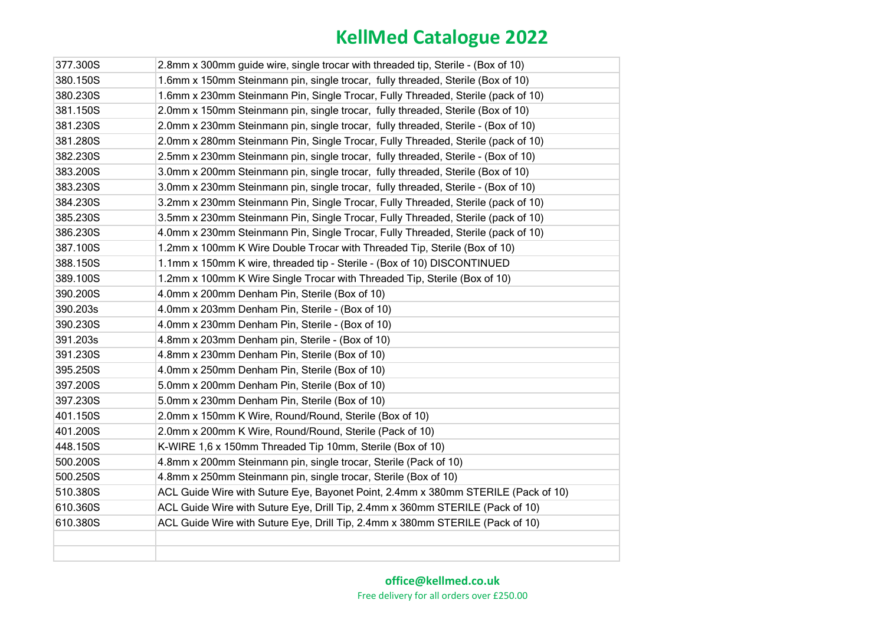# KellMed Catalogue 2022

| | |
|---|---|
| 377.300S | 2.8mm x 300mm guide wire, single trocar with threaded tip, Sterile - (Box of 10) |
| 380.150S | 1.6mm x 150mm Steinmann pin, single trocar,  fully threaded, Sterile (Box of 10) |
| 380.230S | 1.6mm x 230mm Steinmann Pin, Single Trocar, Fully Threaded, Sterile (pack of 10) |
| 381.150S | 2.0mm x 150mm Steinmann pin, single trocar,  fully threaded, Sterile (Box of 10) |
| 381.230S | 2.0mm x 230mm Steinmann pin, single trocar,  fully threaded, Sterile - (Box of 10) |
| 381.280S | 2.0mm x 280mm Steinmann Pin, Single Trocar, Fully Threaded, Sterile (pack of 10) |
| 382.230S | 2.5mm x 230mm Steinmann pin, single trocar,  fully threaded, Sterile - (Box of 10) |
| 383.200S | 3.0mm x 200mm Steinmann pin, single trocar,  fully threaded, Sterile (Box of 10) |
| 383.230S | 3.0mm x 230mm Steinmann pin, single trocar,  fully threaded, Sterile - (Box of 10) |
| 384.230S | 3.2mm x 230mm Steinmann Pin, Single Trocar, Fully Threaded, Sterile (pack of 10) |
| 385.230S | 3.5mm x 230mm Steinmann Pin, Single Trocar, Fully Threaded, Sterile (pack of 10) |
| 386.230S | 4.0mm x 230mm Steinmann Pin, Single Trocar, Fully Threaded, Sterile (pack of 10) |
| 387.100S | 1.2mm x 100mm K Wire Double Trocar with Threaded Tip, Sterile (Box of 10) |
| 388.150S | 1.1mm x 150mm K wire, threaded tip - Sterile - (Box of 10) DISCONTINUED |
| 389.100S | 1.2mm x 100mm K Wire Single Trocar with Threaded Tip, Sterile (Box of 10) |
| 390.200S | 4.0mm x 200mm Denham Pin, Sterile (Box of 10) |
| 390.203s | 4.0mm x 203mm Denham Pin, Sterile - (Box of 10) |
| 390.230S | 4.0mm x 230mm Denham Pin, Sterile - (Box of 10) |
| 391.203s | 4.8mm x 203mm Denham pin, Sterile - (Box of 10) |
| 391.230S | 4.8mm x 230mm Denham Pin, Sterile (Box of 10) |
| 395.250S | 4.0mm x 250mm Denham Pin, Sterile (Box of 10) |
| 397.200S | 5.0mm x 200mm Denham Pin, Sterile (Box of 10) |
| 397.230S | 5.0mm x 230mm Denham Pin, Sterile (Box of 10) |
| 401.150S | 2.0mm x 150mm K Wire, Round/Round, Sterile (Box of 10) |
| 401.200S | 2.0mm x 200mm K Wire, Round/Round, Sterile (Pack of 10) |
| 448.150S | K-WIRE 1,6 x 150mm Threaded Tip 10mm, Sterile (Box of 10) |
| 500.200S | 4.8mm x 200mm Steinmann pin, single trocar, Sterile (Pack of 10) |
| 500.250S | 4.8mm x 250mm Steinmann pin, single trocar, Sterile (Box of 10) |
| 510.380S | ACL Guide Wire with Suture Eye, Bayonet Point, 2.4mm x 380mm STERILE (Pack of 10) |
| 610.360S | ACL Guide Wire with Suture Eye, Drill Tip, 2.4mm x 360mm STERILE (Pack of 10) |
| 610.380S | ACL Guide Wire with Suture Eye, Drill Tip, 2.4mm x 380mm STERILE (Pack of 10) |
| | |
| | |

**office@kellmed.co.uk**

Free delivery for all orders over £250.00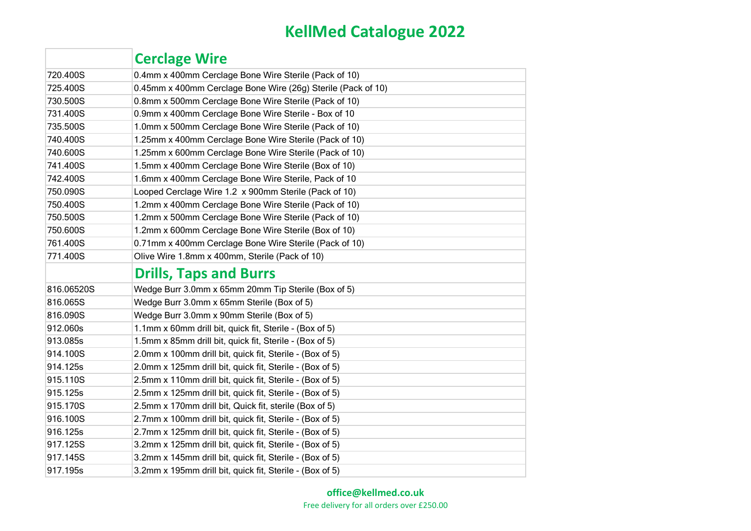# KellMed Catalogue 2022

| | |
|---|---|
| | **Cerclage Wire** |
| 720.400S | 0.4mm x 400mm Cerclage Bone Wire Sterile (Pack of 10) |
| 725.400S | 0.45mm x 400mm Cerclage Bone Wire (26g) Sterile (Pack of 10) |
| 730.500S | 0.8mm x 500mm Cerclage Bone Wire Sterile (Pack of 10) |
| 731.400S | 0.9mm x 400mm Cerclage Bone Wire Sterile - Box of 10 |
| 735.500S | 1.0mm x 500mm Cerclage Bone Wire Sterile (Pack of 10) |
| 740.400S | 1.25mm x 400mm Cerclage Bone Wire Sterile (Pack of 10) |
| 740.600S | 1.25mm x 600mm Cerclage Bone Wire Sterile (Pack of 10) |
| 741.400S | 1.5mm x 400mm Cerclage Bone Wire Sterile (Box of 10) |
| 742.400S | 1.6mm x 400mm Cerclage Bone Wire Sterile, Pack of 10 |
| 750.090S | Looped Cerclage Wire 1.2 x 900mm Sterile (Pack of 10) |
| 750.400S | 1.2mm x 400mm Cerclage Bone Wire Sterile (Pack of 10) |
| 750.500S | 1.2mm x 500mm Cerclage Bone Wire Sterile (Pack of 10) |
| 750.600S | 1.2mm x 600mm Cerclage Bone Wire Sterile (Box of 10) |
| 761.400S | 0.71mm x 400mm Cerclage Bone Wire Sterile (Pack of 10) |
| 771.400S | Olive Wire 1.8mm x 400mm, Sterile (Pack of 10) |
| | **Drills, Taps and Burrs** |
| 816.06520S | Wedge Burr 3.0mm x 65mm 20mm Tip Sterile (Box of 5) |
| 816.065S | Wedge Burr 3.0mm x 65mm Sterile (Box of 5) |
| 816.090S | Wedge Burr 3.0mm x 90mm Sterile (Box of 5) |
| 912.060s | 1.1mm x 60mm drill bit, quick fit, Sterile - (Box of 5) |
| 913.085s | 1.5mm x 85mm drill bit, quick fit, Sterile - (Box of 5) |
| 914.100S | 2.0mm x 100mm drill bit, quick fit, Sterile - (Box of 5) |
| 914.125s | 2.0mm x 125mm drill bit, quick fit, Sterile - (Box of 5) |
| 915.110S | 2.5mm x 110mm drill bit, quick fit, Sterile - (Box of 5) |
| 915.125s | 2.5mm x 125mm drill bit, quick fit, Sterile - (Box of 5) |
| 915.170S | 2.5mm x 170mm drill bit, Quick fit, sterile (Box of 5) |
| 916.100S | 2.7mm x 100mm drill bit, quick fit, Sterile - (Box of 5) |
| 916.125s | 2.7mm x 125mm drill bit, quick fit, Sterile - (Box of 5) |
| 917.125S | 3.2mm x 125mm drill bit, quick fit, Sterile - (Box of 5) |
| 917.145S | 3.2mm x 145mm drill bit, quick fit, Sterile - (Box of 5) |
| 917.195s | 3.2mm x 195mm drill bit, quick fit, Sterile - (Box of 5) |

**office@kellmed.co.uk**

Free delivery for all orders over £250.00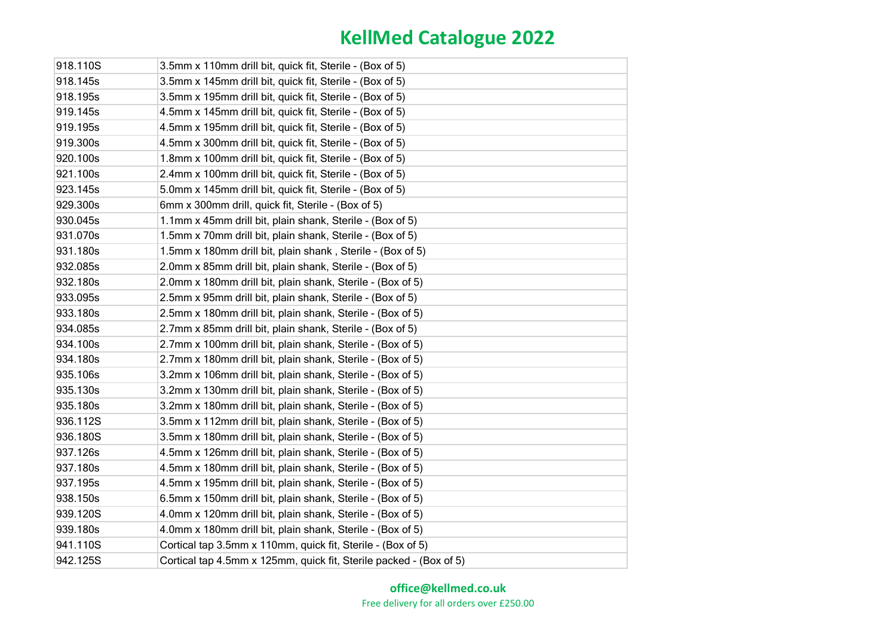# KellMed Catalogue 2022

| | |
|---|---|
| 918.110S | 3.5mm x 110mm drill bit, quick fit, Sterile - (Box of 5) |
| 918.145s | 3.5mm x 145mm drill bit, quick fit, Sterile - (Box of 5) |
| 918.195s | 3.5mm x 195mm drill bit, quick fit, Sterile - (Box of 5) |
| 919.145s | 4.5mm x 145mm drill bit, quick fit, Sterile - (Box of 5) |
| 919.195s | 4.5mm x 195mm drill bit, quick fit, Sterile - (Box of 5) |
| 919.300s | 4.5mm x 300mm drill bit, quick fit, Sterile - (Box of 5) |
| 920.100s | 1.8mm x 100mm drill bit, quick fit, Sterile - (Box of 5) |
| 921.100s | 2.4mm x 100mm drill bit, quick fit, Sterile - (Box of 5) |
| 923.145s | 5.0mm x 145mm drill bit, quick fit, Sterile - (Box of 5) |
| 929.300s | 6mm x 300mm drill, quick fit, Sterile - (Box of 5) |
| 930.045s | 1.1mm x 45mm drill bit, plain shank, Sterile - (Box of 5) |
| 931.070s | 1.5mm x 70mm drill bit, plain shank, Sterile - (Box of 5) |
| 931.180s | 1.5mm x 180mm drill bit, plain shank , Sterile - (Box of 5) |
| 932.085s | 2.0mm x 85mm drill bit, plain shank, Sterile - (Box of 5) |
| 932.180s | 2.0mm x 180mm drill bit, plain shank, Sterile - (Box of 5) |
| 933.095s | 2.5mm x 95mm drill bit, plain shank, Sterile - (Box of 5) |
| 933.180s | 2.5mm x 180mm drill bit, plain shank, Sterile - (Box of 5) |
| 934.085s | 2.7mm x 85mm drill bit, plain shank, Sterile - (Box of 5) |
| 934.100s | 2.7mm x 100mm drill bit, plain shank, Sterile - (Box of 5) |
| 934.180s | 2.7mm x 180mm drill bit, plain shank, Sterile - (Box of 5) |
| 935.106s | 3.2mm x 106mm drill bit, plain shank, Sterile - (Box of 5) |
| 935.130s | 3.2mm x 130mm drill bit, plain shank, Sterile - (Box of 5) |
| 935.180s | 3.2mm x 180mm drill bit, plain shank, Sterile - (Box of 5) |
| 936.112S | 3.5mm x 112mm drill bit, plain shank, Sterile - (Box of 5) |
| 936.180S | 3.5mm x 180mm drill bit, plain shank, Sterile - (Box of 5) |
| 937.126s | 4.5mm x 126mm drill bit, plain shank, Sterile - (Box of 5) |
| 937.180s | 4.5mm x 180mm drill bit, plain shank, Sterile - (Box of 5) |
| 937.195s | 4.5mm x 195mm drill bit, plain shank, Sterile - (Box of 5) |
| 938.150s | 6.5mm x 150mm drill bit, plain shank, Sterile - (Box of 5) |
| 939.120S | 4.0mm x 120mm drill bit, plain shank, Sterile - (Box of 5) |
| 939.180s | 4.0mm x 180mm drill bit, plain shank, Sterile - (Box of 5) |
| 941.110S | Cortical tap 3.5mm x 110mm, quick fit, Sterile - (Box of 5) |
| 942.125S | Cortical tap 4.5mm x 125mm, quick fit, Sterile packed - (Box of 5) |

**office@kellmed.co.uk**

Free delivery for all orders over £250.00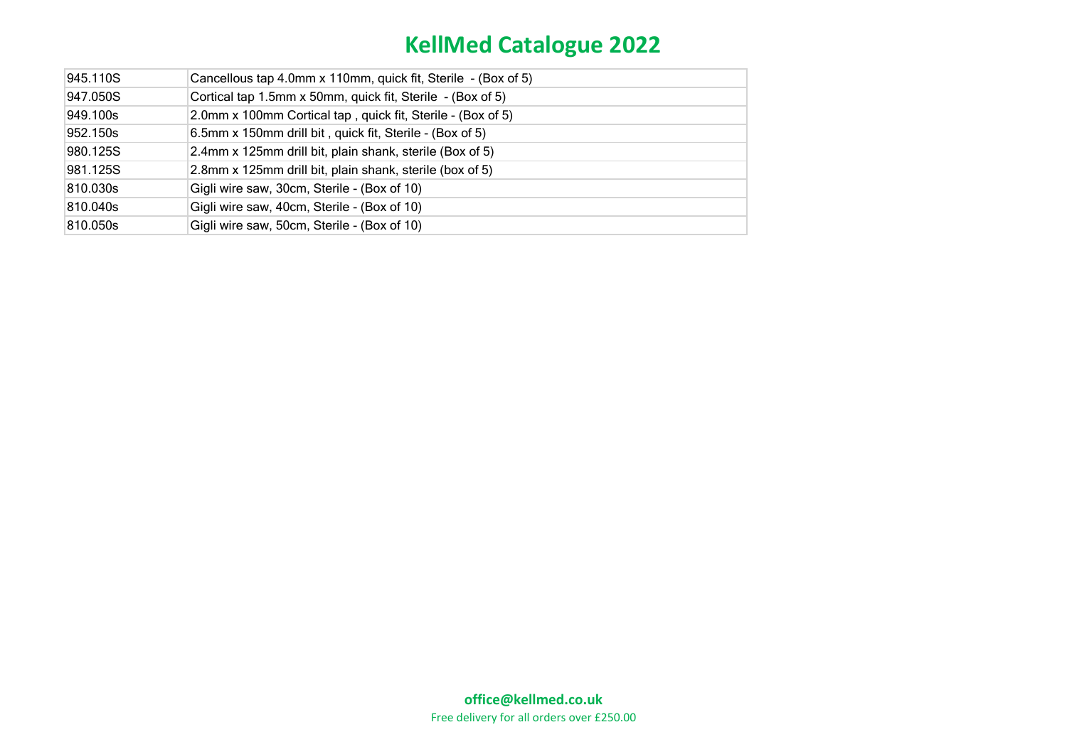# KellMed Catalogue 2022

| | |
|---|---|
| 945.110S | Cancellous tap 4.0mm x 110mm, quick fit, Sterile - (Box of 5) |
| 947.050S | Cortical tap 1.5mm x 50mm, quick fit, Sterile - (Box of 5) |
| 949.100s | 2.0mm x 100mm Cortical tap , quick fit, Sterile - (Box of 5) |
| 952.150s | 6.5mm x 150mm drill bit , quick fit, Sterile - (Box of 5) |
| 980.125S | 2.4mm x 125mm drill bit, plain shank, sterile (Box of 5) |
| 981.125S | 2.8mm x 125mm drill bit, plain shank, sterile (box of 5) |
| 810.030s | Gigli wire saw, 30cm, Sterile - (Box of 10) |
| 810.040s | Gigli wire saw, 40cm, Sterile - (Box of 10) |
| 810.050s | Gigli wire saw, 50cm, Sterile - (Box of 10) |

**office@kellmed.co.uk**

Free delivery for all orders over £250.00